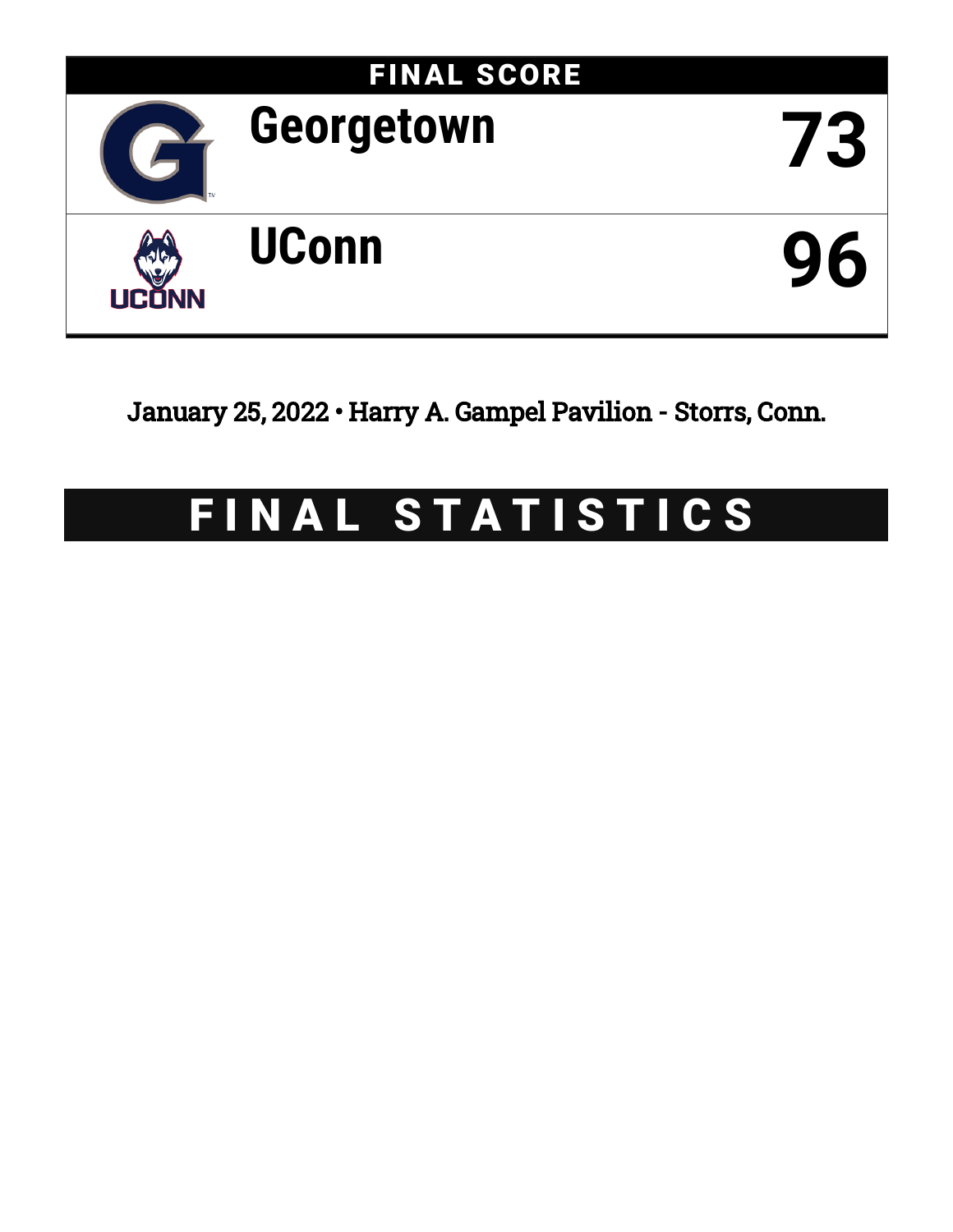## FINAL SCORE

| | |
|---|---|
| **Georgetown** | **73** |
| **UConn** | **96** |

January 25, 2022 • Harry A. Gampel Pavilion - Storrs, Conn.

# FINAL STATISTICS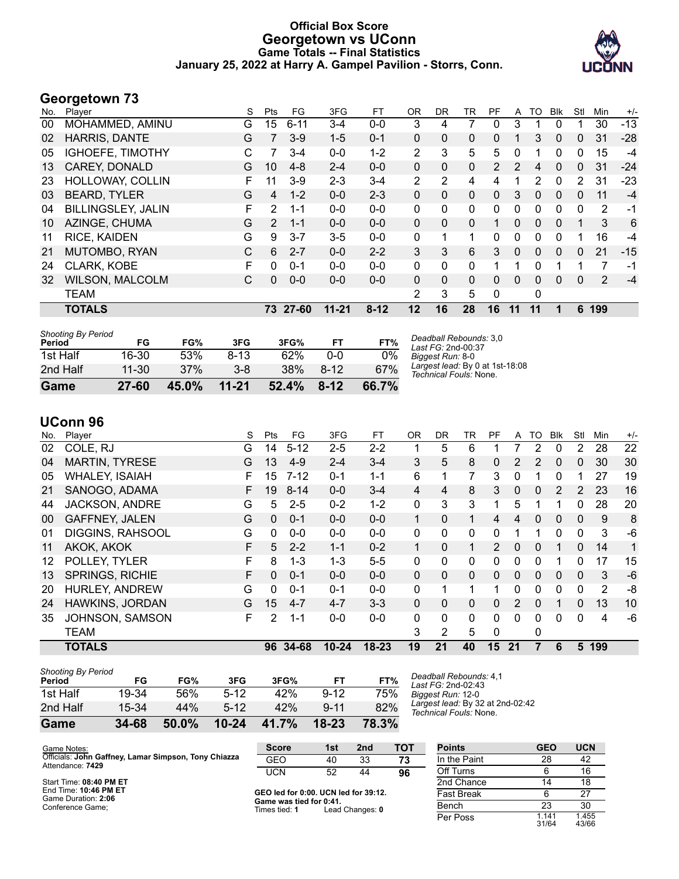# Official Box Score
## Georgetown vs UConn
### Game Totals -- Final Statistics
### January 25, 2022 at Harry A. Gampel Pavilion - Storrs, Conn.

## Georgetown 73

| No. | Player | S | Pts | FG | 3FG | FT | OR | DR | TR | PF | A | TO | Blk | Stl | Min | +/- |
|---|---|---|---|---|---|---|---|---|---|---|---|---|---|---|---|---|
| 00 | MOHAMMED, AMINU | G | 15 | 6-11 | 3-4 | 0-0 | 3 | 4 | 7 | 0 | 3 | 1 | 0 | 1 | 30 | -13 |
| 02 | HARRIS, DANTE | G | 7 | 3-9 | 1-5 | 0-1 | 0 | 0 | 0 | 0 | 1 | 3 | 0 | 0 | 31 | -28 |
| 05 | IGHOEFE, TIMOTHY | C | 7 | 3-4 | 0-0 | 1-2 | 2 | 3 | 5 | 5 | 0 | 1 | 0 | 0 | 15 | -4 |
| 13 | CAREY, DONALD | G | 10 | 4-8 | 2-4 | 0-0 | 0 | 0 | 0 | 2 | 2 | 4 | 0 | 0 | 31 | -24 |
| 23 | HOLLOWAY, COLLIN | F | 11 | 3-9 | 2-3 | 3-4 | 2 | 2 | 4 | 4 | 1 | 2 | 0 | 2 | 31 | -23 |
| 03 | BEARD, TYLER | G | 4 | 1-2 | 0-0 | 2-3 | 0 | 0 | 0 | 0 | 3 | 0 | 0 | 0 | 11 | -4 |
| 04 | BILLINGSLEY, JALIN | F | 2 | 1-1 | 0-0 | 0-0 | 0 | 0 | 0 | 0 | 0 | 0 | 0 | 0 | 2 | -1 |
| 10 | AZINGE, CHUMA | G | 2 | 1-1 | 0-0 | 0-0 | 0 | 0 | 0 | 1 | 0 | 0 | 0 | 1 | 3 | 6 |
| 11 | RICE, KAIDEN | G | 9 | 3-7 | 3-5 | 0-0 | 0 | 1 | 1 | 0 | 0 | 0 | 0 | 1 | 16 | -4 |
| 21 | MUTOMBO, RYAN | C | 6 | 2-7 | 0-0 | 2-2 | 3 | 3 | 6 | 3 | 0 | 0 | 0 | 0 | 21 | -15 |
| 24 | CLARK, KOBE | F | 0 | 0-1 | 0-0 | 0-0 | 0 | 0 | 0 | 1 | 1 | 0 | 1 | 1 | 7 | -1 |
| 32 | WILSON, MALCOLM | C | 0 | 0-0 | 0-0 | 0-0 | 0 | 0 | 0 | 0 | 0 | 0 | 0 | 0 | 2 | -4 |
| | TEAM | | | | | | 2 | 3 | 5 | 0 | | 0 | | | | |
| | **TOTALS** | | **73** | **27-60** | **11-21** | **8-12** | **12** | **16** | **28** | **16** | **11** | **11** | **1** | **6** | **199** | |

*Shooting By Period*

| Period | FG | FG% | 3FG | 3FG% | FT | FT% |
|---|---|---|---|---|---|---|
| 1st Half | 16-30 | 53% | 8-13 | 62% | 0-0 | 0% |
| 2nd Half | 11-30 | 37% | 3-8 | 38% | 8-12 | 67% |
| **Game** | **27-60** | **45.0%** | **11-21** | **52.4%** | **8-12** | **66.7%** |

*Deadball Rebounds:* 3,0
*Last FG:* 2nd-00:37
*Biggest Run:* 8-0
*Largest lead:* By 0 at 1st-18:08
*Technical Fouls:* None.

## UConn 96

| No. | Player | S | Pts | FG | 3FG | FT | OR | DR | TR | PF | A | TO | Blk | Stl | Min | +/- |
|---|---|---|---|---|---|---|---|---|---|---|---|---|---|---|---|---|
| 02 | COLE, RJ | G | 14 | 5-12 | 2-5 | 2-2 | 1 | 5 | 6 | 1 | 7 | 2 | 0 | 2 | 28 | 22 |
| 04 | MARTIN, TYRESE | G | 13 | 4-9 | 2-4 | 3-4 | 3 | 5 | 8 | 0 | 2 | 2 | 0 | 0 | 30 | 30 |
| 05 | WHALEY, ISAIAH | F | 15 | 7-12 | 0-1 | 1-1 | 6 | 1 | 7 | 3 | 0 | 1 | 0 | 1 | 27 | 19 |
| 21 | SANOGO, ADAMA | F | 19 | 8-14 | 0-0 | 3-4 | 4 | 4 | 8 | 3 | 0 | 0 | 2 | 2 | 23 | 16 |
| 44 | JACKSON, ANDRE | G | 5 | 2-5 | 0-2 | 1-2 | 0 | 3 | 3 | 1 | 5 | 1 | 1 | 0 | 28 | 20 |
| 00 | GAFFNEY, JALEN | G | 0 | 0-1 | 0-0 | 0-0 | 1 | 0 | 1 | 4 | 4 | 0 | 0 | 0 | 9 | 8 |
| 01 | DIGGINS, RAHSOOL | G | 0 | 0-0 | 0-0 | 0-0 | 0 | 0 | 0 | 0 | 1 | 1 | 0 | 0 | 3 | -6 |
| 11 | AKOK, AKOK | F | 5 | 2-2 | 1-1 | 0-2 | 1 | 0 | 1 | 2 | 0 | 0 | 1 | 0 | 14 | 1 |
| 12 | POLLEY, TYLER | F | 8 | 1-3 | 1-3 | 5-5 | 0 | 0 | 0 | 0 | 0 | 0 | 1 | 0 | 17 | 15 |
| 13 | SPRINGS, RICHIE | F | 0 | 0-1 | 0-0 | 0-0 | 0 | 0 | 0 | 0 | 0 | 0 | 0 | 0 | 3 | -6 |
| 20 | HURLEY, ANDREW | G | 0 | 0-1 | 0-1 | 0-0 | 0 | 1 | 1 | 1 | 0 | 0 | 0 | 0 | 2 | -8 |
| 24 | HAWKINS, JORDAN | G | 15 | 4-7 | 4-7 | 3-3 | 0 | 0 | 0 | 0 | 2 | 0 | 1 | 0 | 13 | 10 |
| 35 | JOHNSON, SAMSON | F | 2 | 1-1 | 0-0 | 0-0 | 0 | 0 | 0 | 0 | 0 | 0 | 0 | 0 | 4 | -6 |
| | TEAM | | | | | | 3 | 2 | 5 | 0 | | 0 | | | | |
| | **TOTALS** | | **96** | **34-68** | **10-24** | **18-23** | **19** | **21** | **40** | **15** | **21** | **7** | **6** | **5** | **199** | |

*Shooting By Period*

| Period | FG | FG% | 3FG | 3FG% | FT | FT% |
|---|---|---|---|---|---|---|
| 1st Half | 19-34 | 56% | 5-12 | 42% | 9-12 | 75% |
| 2nd Half | 15-34 | 44% | 5-12 | 42% | 9-11 | 82% |
| **Game** | **34-68** | **50.0%** | **10-24** | **41.7%** | **18-23** | **78.3%** |

*Deadball Rebounds:* 4,1
*Last FG:* 2nd-02:43
*Biggest Run:* 12-0
*Largest lead:* By 32 at 2nd-02:42
*Technical Fouls:* None.

Game Notes:
Officials: **John Gaffney, Lamar Simpson, Tony Chiazza**
Attendance: **7429**

Start Time: **08:40 PM ET**
End Time: **10:46 PM ET**
Game Duration: **2:06**
Conference Game;

| Score | 1st | 2nd | TOT |
|---|---|---|---|
| GEO | 40 | 33 | **73** |
| UCN | 52 | 44 | **96** |

**GEO led for 0:00. UCN led for 39:12.**
**Game was tied for 0:41.**
Times tied: **1** Lead Changes: **0**

| Points | GEO | UCN |
|---|---|---|
| In the Paint | 28 | 42 |
| Off Turns | 6 | 16 |
| 2nd Chance | 14 | 18 |
| Fast Break | 6 | 27 |
| Bench | 23 | 30 |
| Per Poss | 1.141 31/64 | 1.455 43/66 |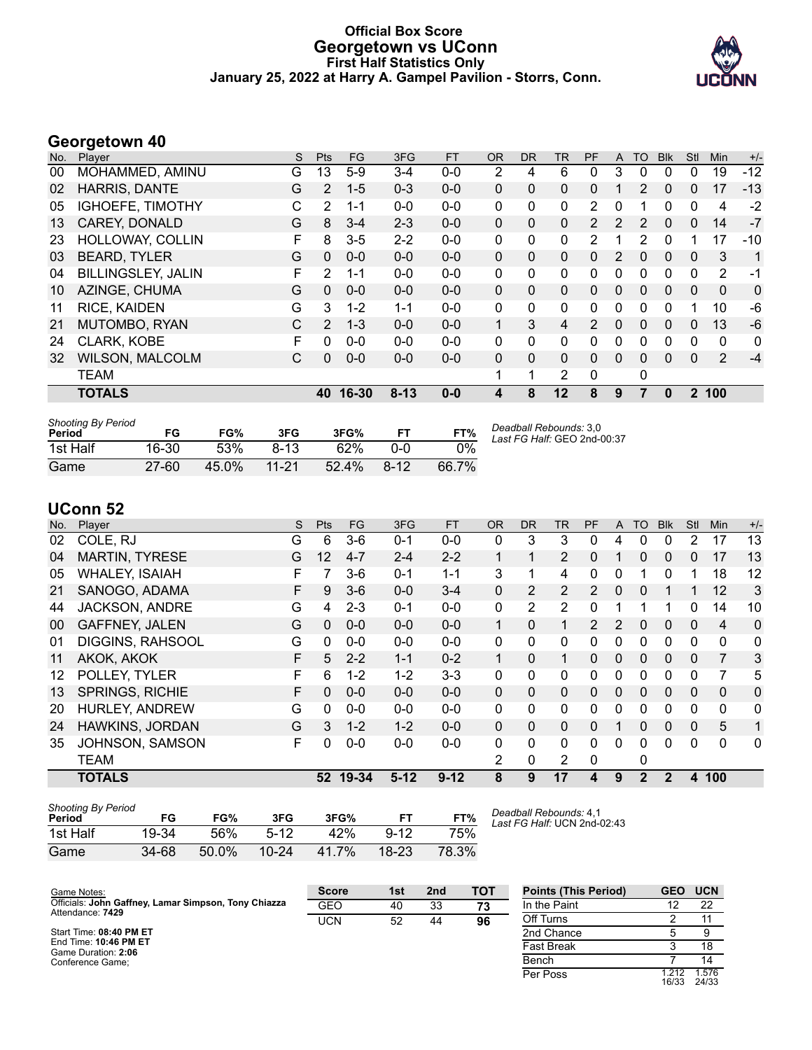# Official Box Score
## Georgetown vs UConn
### First Half Statistics Only
### January 25, 2022 at Harry A. Gampel Pavilion - Storrs, Conn.

## Georgetown 40

| No. | Player | S | Pts | FG | 3FG | FT | OR | DR | TR | PF | A | TO | Blk | Stl | Min | +/- |
|---|---|---|---|---|---|---|---|---|---|---|---|---|---|---|---|---|
| 00 | MOHAMMED, AMINU | G | 13 | 5-9 | 3-4 | 0-0 | 2 | 4 | 6 | 0 | 3 | 0 | 0 | 0 | 19 | -12 |
| 02 | HARRIS, DANTE | G | 2 | 1-5 | 0-3 | 0-0 | 0 | 0 | 0 | 0 | 1 | 2 | 0 | 0 | 17 | -13 |
| 05 | IGHOEFE, TIMOTHY | C | 2 | 1-1 | 0-0 | 0-0 | 0 | 0 | 0 | 2 | 0 | 1 | 0 | 0 | 4 | -2 |
| 13 | CAREY, DONALD | G | 8 | 3-4 | 2-3 | 0-0 | 0 | 0 | 0 | 2 | 2 | 2 | 0 | 0 | 14 | -7 |
| 23 | HOLLOWAY, COLLIN | F | 8 | 3-5 | 2-2 | 0-0 | 0 | 0 | 0 | 2 | 1 | 2 | 0 | 1 | 17 | -10 |
| 03 | BEARD, TYLER | G | 0 | 0-0 | 0-0 | 0-0 | 0 | 0 | 0 | 0 | 2 | 0 | 0 | 0 | 3 | 1 |
| 04 | BILLINGSLEY, JALIN | F | 2 | 1-1 | 0-0 | 0-0 | 0 | 0 | 0 | 0 | 0 | 0 | 0 | 0 | 2 | -1 |
| 10 | AZINGE, CHUMA | G | 0 | 0-0 | 0-0 | 0-0 | 0 | 0 | 0 | 0 | 0 | 0 | 0 | 0 | 0 | 0 |
| 11 | RICE, KAIDEN | G | 3 | 1-2 | 1-1 | 0-0 | 0 | 0 | 0 | 0 | 0 | 0 | 0 | 1 | 10 | -6 |
| 21 | MUTOMBO, RYAN | C | 2 | 1-3 | 0-0 | 0-0 | 1 | 3 | 4 | 2 | 0 | 0 | 0 | 0 | 13 | -6 |
| 24 | CLARK, KOBE | F | 0 | 0-0 | 0-0 | 0-0 | 0 | 0 | 0 | 0 | 0 | 0 | 0 | 0 | 0 | 0 |
| 32 | WILSON, MALCOLM | C | 0 | 0-0 | 0-0 | 0-0 | 0 | 0 | 0 | 0 | 0 | 0 | 0 | 0 | 2 | -4 |
| | TEAM | | | | | | 1 | 1 | 2 | 0 | | 0 | | | | |
| | **TOTALS** | | **40** | **16-30** | **8-13** | **0-0** | **4** | **8** | **12** | **8** | **9** | **7** | **0** | **2** | **100** | |

| *Shooting By Period* Period | FG | FG% | 3FG | 3FG% | FT | FT% |
|---|---|---|---|---|---|---|
| 1st Half | 16-30 | 53% | 8-13 | 62% | 0-0 | 0% |
| Game | 27-60 | 45.0% | 11-21 | 52.4% | 8-12 | 66.7% |

*Deadball Rebounds:* 3,0
*Last FG Half:* GEO 2nd-00:37

## UConn 52

| No. | Player | S | Pts | FG | 3FG | FT | OR | DR | TR | PF | A | TO | Blk | Stl | Min | +/- |
|---|---|---|---|---|---|---|---|---|---|---|---|---|---|---|---|---|
| 02 | COLE, RJ | G | 6 | 3-6 | 0-1 | 0-0 | 0 | 3 | 3 | 0 | 4 | 0 | 0 | 2 | 17 | 13 |
| 04 | MARTIN, TYRESE | G | 12 | 4-7 | 2-4 | 2-2 | 1 | 1 | 2 | 0 | 1 | 0 | 0 | 0 | 17 | 13 |
| 05 | WHALEY, ISAIAH | F | 7 | 3-6 | 0-1 | 1-1 | 3 | 1 | 4 | 0 | 0 | 1 | 0 | 1 | 18 | 12 |
| 21 | SANOGO, ADAMA | F | 9 | 3-6 | 0-0 | 3-4 | 0 | 2 | 2 | 2 | 0 | 0 | 1 | 1 | 12 | 3 |
| 44 | JACKSON, ANDRE | G | 4 | 2-3 | 0-1 | 0-0 | 0 | 2 | 2 | 0 | 1 | 1 | 1 | 0 | 14 | 10 |
| 00 | GAFFNEY, JALEN | G | 0 | 0-0 | 0-0 | 0-0 | 1 | 0 | 1 | 2 | 2 | 0 | 0 | 0 | 4 | 0 |
| 01 | DIGGINS, RAHSOOL | G | 0 | 0-0 | 0-0 | 0-0 | 0 | 0 | 0 | 0 | 0 | 0 | 0 | 0 | 0 | 0 |
| 11 | AKOK, AKOK | F | 5 | 2-2 | 1-1 | 0-2 | 1 | 0 | 1 | 0 | 0 | 0 | 0 | 0 | 7 | 3 |
| 12 | POLLEY, TYLER | F | 6 | 1-2 | 1-2 | 3-3 | 0 | 0 | 0 | 0 | 0 | 0 | 0 | 0 | 7 | 5 |
| 13 | SPRINGS, RICHIE | F | 0 | 0-0 | 0-0 | 0-0 | 0 | 0 | 0 | 0 | 0 | 0 | 0 | 0 | 0 | 0 |
| 20 | HURLEY, ANDREW | G | 0 | 0-0 | 0-0 | 0-0 | 0 | 0 | 0 | 0 | 0 | 0 | 0 | 0 | 0 | 0 |
| 24 | HAWKINS, JORDAN | G | 3 | 1-2 | 1-2 | 0-0 | 0 | 0 | 0 | 0 | 1 | 0 | 0 | 0 | 5 | 1 |
| 35 | JOHNSON, SAMSON | F | 0 | 0-0 | 0-0 | 0-0 | 0 | 0 | 0 | 0 | 0 | 0 | 0 | 0 | 0 | 0 |
| | TEAM | | | | | | 2 | 0 | 2 | 0 | | 0 | | | | |
| | **TOTALS** | | **52** | **19-34** | **5-12** | **9-12** | **8** | **9** | **17** | **4** | **9** | **2** | **2** | **4** | **100** | |

| *Shooting By Period* Period | FG | FG% | 3FG | 3FG% | FT | FT% |
|---|---|---|---|---|---|---|
| 1st Half | 19-34 | 56% | 5-12 | 42% | 9-12 | 75% |
| Game | 34-68 | 50.0% | 10-24 | 41.7% | 18-23 | 78.3% |

*Deadball Rebounds:* 4,1
*Last FG Half:* UCN 2nd-02:43

Game Notes:
Officials: **John Gaffney, Lamar Simpson, Tony Chiazza**
Attendance: **7429**

Start Time: **08:40 PM ET**
End Time: **10:46 PM ET**
Game Duration: **2:06**
Conference Game;

| Score | 1st | 2nd | TOT |
|---|---|---|---|
| GEO | 40 | 33 | **73** |
| UCN | 52 | 44 | **96** |

| Points (This Period) | GEO | UCN |
|---|---|---|
| In the Paint | 12 | 22 |
| Off Turns | 2 | 11 |
| 2nd Chance | 5 | 9 |
| Fast Break | 3 | 18 |
| Bench | 7 | 14 |
| Per Poss | 1.212 16/33 | 1.576 24/33 |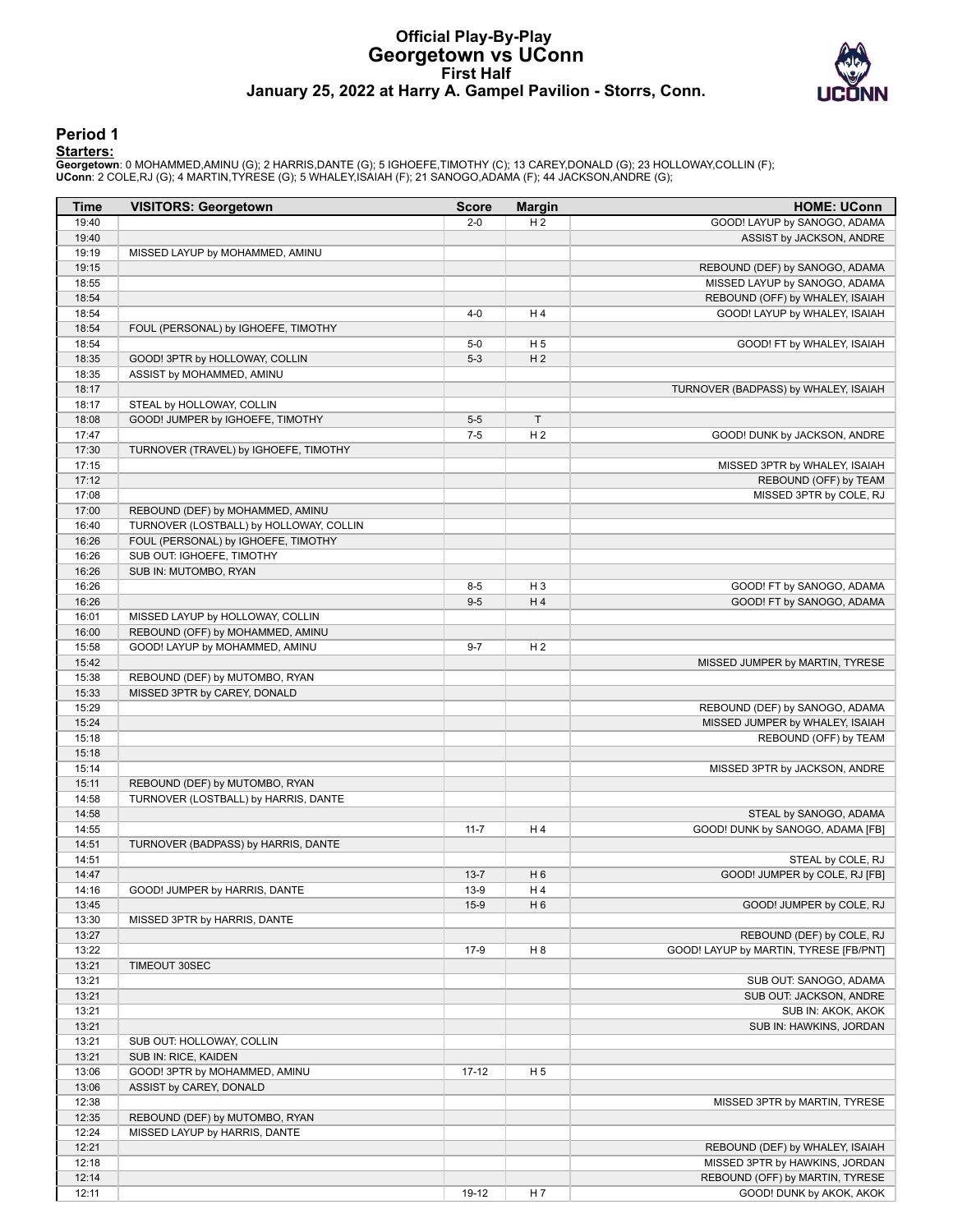# Official Play-By-Play
## Georgetown vs UConn
### First Half
### January 25, 2022 at Harry A. Gampel Pavilion - Storrs, Conn.

## Period 1

**Starters:**

**Georgetown**: 0 MOHAMMED,AMINU (G); 2 HARRIS,DANTE (G); 5 IGHOEFE,TIMOTHY (C); 13 CAREY,DONALD (G); 23 HOLLOWAY,COLLIN (F);
**UConn**: 2 COLE,RJ (G); 4 MARTIN,TYRESE (G); 5 WHALEY,ISAIAH (F); 21 SANOGO,ADAMA (F); 44 JACKSON,ANDRE (G);

| Time | VISITORS: Georgetown | Score | Margin | HOME: UConn |
|---|---|---|---|---|
| 19:40 | | 2-0 | H 2 | GOOD! LAYUP by SANOGO, ADAMA |
| 19:40 | | | | ASSIST by JACKSON, ANDRE |
| 19:19 | MISSED LAYUP by MOHAMMED, AMINU | | | |
| 19:15 | | | | REBOUND (DEF) by SANOGO, ADAMA |
| 18:55 | | | | MISSED LAYUP by SANOGO, ADAMA |
| 18:54 | | | | REBOUND (OFF) by WHALEY, ISAIAH |
| 18:54 | | 4-0 | H 4 | GOOD! LAYUP by WHALEY, ISAIAH |
| 18:54 | FOUL (PERSONAL) by IGHOEFE, TIMOTHY | | | |
| 18:54 | | 5-0 | H 5 | GOOD! FT by WHALEY, ISAIAH |
| 18:35 | GOOD! 3PTR by HOLLOWAY, COLLIN | 5-3 | H 2 | |
| 18:35 | ASSIST by MOHAMMED, AMINU | | | |
| 18:17 | | | | TURNOVER (BADPASS) by WHALEY, ISAIAH |
| 18:17 | STEAL by HOLLOWAY, COLLIN | | | |
| 18:08 | GOOD! JUMPER by IGHOEFE, TIMOTHY | 5-5 | T | |
| 17:47 | | 7-5 | H 2 | GOOD! DUNK by JACKSON, ANDRE |
| 17:30 | TURNOVER (TRAVEL) by IGHOEFE, TIMOTHY | | | |
| 17:15 | | | | MISSED 3PTR by WHALEY, ISAIAH |
| 17:12 | | | | REBOUND (OFF) by TEAM |
| 17:08 | | | | MISSED 3PTR by COLE, RJ |
| 17:00 | REBOUND (DEF) by MOHAMMED, AMINU | | | |
| 16:40 | TURNOVER (LOSTBALL) by HOLLOWAY, COLLIN | | | |
| 16:26 | FOUL (PERSONAL) by IGHOEFE, TIMOTHY | | | |
| 16:26 | SUB OUT: IGHOEFE, TIMOTHY | | | |
| 16:26 | SUB IN: MUTOMBO, RYAN | | | |
| 16:26 | | 8-5 | H 3 | GOOD! FT by SANOGO, ADAMA |
| 16:26 | | 9-5 | H 4 | GOOD! FT by SANOGO, ADAMA |
| 16:01 | MISSED LAYUP by HOLLOWAY, COLLIN | | | |
| 16:00 | REBOUND (OFF) by MOHAMMED, AMINU | | | |
| 15:58 | GOOD! LAYUP by MOHAMMED, AMINU | 9-7 | H 2 | |
| 15:42 | | | | MISSED JUMPER by MARTIN, TYRESE |
| 15:38 | REBOUND (DEF) by MUTOMBO, RYAN | | | |
| 15:33 | MISSED 3PTR by CAREY, DONALD | | | |
| 15:29 | | | | REBOUND (DEF) by SANOGO, ADAMA |
| 15:24 | | | | MISSED JUMPER by WHALEY, ISAIAH |
| 15:18 | | | | REBOUND (OFF) by TEAM |
| 15:18 | | | | |
| 15:14 | | | | MISSED 3PTR by JACKSON, ANDRE |
| 15:11 | REBOUND (DEF) by MUTOMBO, RYAN | | | |
| 14:58 | TURNOVER (LOSTBALL) by HARRIS, DANTE | | | |
| 14:58 | | | | STEAL by SANOGO, ADAMA |
| 14:55 | | 11-7 | H 4 | GOOD! DUNK by SANOGO, ADAMA [FB] |
| 14:51 | TURNOVER (BADPASS) by HARRIS, DANTE | | | |
| 14:51 | | | | STEAL by COLE, RJ |
| 14:47 | | 13-7 | H 6 | GOOD! JUMPER by COLE, RJ [FB] |
| 14:16 | GOOD! JUMPER by HARRIS, DANTE | 13-9 | H 4 | |
| 13:45 | | 15-9 | H 6 | GOOD! JUMPER by COLE, RJ |
| 13:30 | MISSED 3PTR by HARRIS, DANTE | | | |
| 13:27 | | | | REBOUND (DEF) by COLE, RJ |
| 13:22 | | 17-9 | H 8 | GOOD! LAYUP by MARTIN, TYRESE [FB/PNT] |
| 13:21 | TIMEOUT 30SEC | | | |
| 13:21 | | | | SUB OUT: SANOGO, ADAMA |
| 13:21 | | | | SUB OUT: JACKSON, ANDRE |
| 13:21 | | | | SUB IN: AKOK, AKOK |
| 13:21 | | | | SUB IN: HAWKINS, JORDAN |
| 13:21 | SUB OUT: HOLLOWAY, COLLIN | | | |
| 13:21 | SUB IN: RICE, KAIDEN | | | |
| 13:06 | GOOD! 3PTR by MOHAMMED, AMINU | 17-12 | H 5 | |
| 13:06 | ASSIST by CAREY, DONALD | | | |
| 12:38 | | | | MISSED 3PTR by MARTIN, TYRESE |
| 12:35 | REBOUND (DEF) by MUTOMBO, RYAN | | | |
| 12:24 | MISSED LAYUP by HARRIS, DANTE | | | |
| 12:21 | | | | REBOUND (DEF) by WHALEY, ISAIAH |
| 12:18 | | | | MISSED 3PTR by HAWKINS, JORDAN |
| 12:14 | | | | REBOUND (OFF) by MARTIN, TYRESE |
| 12:11 | | 19-12 | H 7 | GOOD! DUNK by AKOK, AKOK |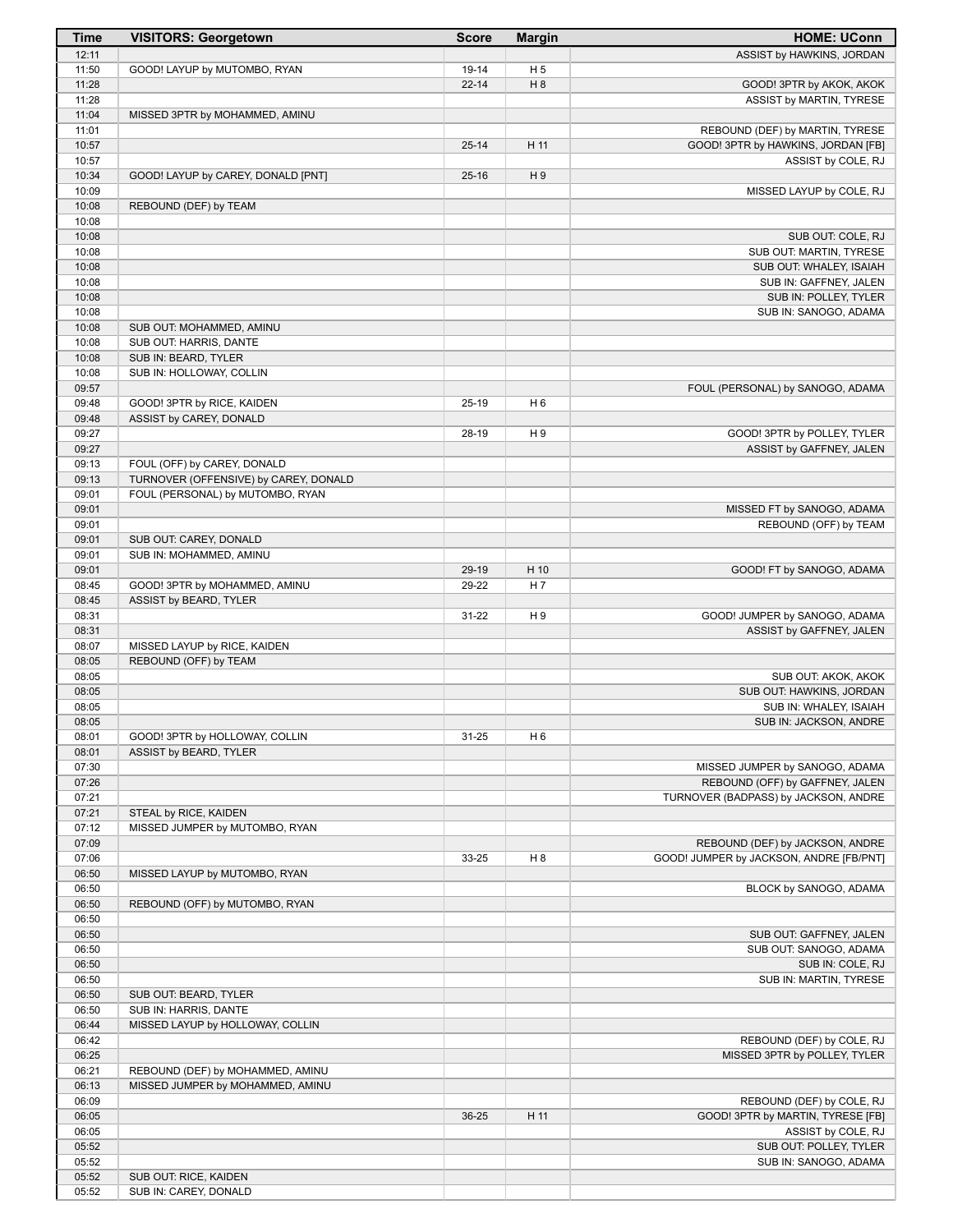| Time | VISITORS: Georgetown | Score | Margin | HOME: UConn |
| --- | --- | --- | --- | --- |
| 12:11 | | | | ASSIST by HAWKINS, JORDAN |
| 11:50 | GOOD! LAYUP by MUTOMBO, RYAN | 19-14 | H 5 | |
| 11:28 | | 22-14 | H 8 | GOOD! 3PTR by AKOK, AKOK |
| 11:28 | | | | ASSIST by MARTIN, TYRESE |
| 11:04 | MISSED 3PTR by MOHAMMED, AMINU | | | |
| 11:01 | | | | REBOUND (DEF) by MARTIN, TYRESE |
| 10:57 | | 25-14 | H 11 | GOOD! 3PTR by HAWKINS, JORDAN [FB] |
| 10:57 | | | | ASSIST by COLE, RJ |
| 10:34 | GOOD! LAYUP by CAREY, DONALD [PNT] | 25-16 | H 9 | |
| 10:09 | | | | MISSED LAYUP by COLE, RJ |
| 10:08 | REBOUND (DEF) by TEAM | | | |
| 10:08 | | | | |
| 10:08 | | | | SUB OUT: COLE, RJ |
| 10:08 | | | | SUB OUT: MARTIN, TYRESE |
| 10:08 | | | | SUB OUT: WHALEY, ISAIAH |
| 10:08 | | | | SUB IN: GAFFNEY, JALEN |
| 10:08 | | | | SUB IN: POLLEY, TYLER |
| 10:08 | | | | SUB IN: SANOGO, ADAMA |
| 10:08 | SUB OUT: MOHAMMED, AMINU | | | |
| 10:08 | SUB OUT: HARRIS, DANTE | | | |
| 10:08 | SUB IN: BEARD, TYLER | | | |
| 10:08 | SUB IN: HOLLOWAY, COLLIN | | | |
| 09:57 | | | | FOUL (PERSONAL) by SANOGO, ADAMA |
| 09:48 | GOOD! 3PTR by RICE, KAIDEN | 25-19 | H 6 | |
| 09:48 | ASSIST by CAREY, DONALD | | | |
| 09:27 | | 28-19 | H 9 | GOOD! 3PTR by POLLEY, TYLER |
| 09:27 | | | | ASSIST by GAFFNEY, JALEN |
| 09:13 | FOUL (OFF) by CAREY, DONALD | | | |
| 09:13 | TURNOVER (OFFENSIVE) by CAREY, DONALD | | | |
| 09:01 | FOUL (PERSONAL) by MUTOMBO, RYAN | | | |
| 09:01 | | | | MISSED FT by SANOGO, ADAMA |
| 09:01 | | | | REBOUND (OFF) by TEAM |
| 09:01 | SUB OUT: CAREY, DONALD | | | |
| 09:01 | SUB IN: MOHAMMED, AMINU | | | |
| 09:01 | | 29-19 | H 10 | GOOD! FT by SANOGO, ADAMA |
| 08:45 | GOOD! 3PTR by MOHAMMED, AMINU | 29-22 | H 7 | |
| 08:45 | ASSIST by BEARD, TYLER | | | |
| 08:31 | | 31-22 | H 9 | GOOD! JUMPER by SANOGO, ADAMA |
| 08:31 | | | | ASSIST by GAFFNEY, JALEN |
| 08:07 | MISSED LAYUP by RICE, KAIDEN | | | |
| 08:05 | REBOUND (OFF) by TEAM | | | |
| 08:05 | | | | SUB OUT: AKOK, AKOK |
| 08:05 | | | | SUB OUT: HAWKINS, JORDAN |
| 08:05 | | | | SUB IN: WHALEY, ISAIAH |
| 08:05 | | | | SUB IN: JACKSON, ANDRE |
| 08:01 | GOOD! 3PTR by HOLLOWAY, COLLIN | 31-25 | H 6 | |
| 08:01 | ASSIST by BEARD, TYLER | | | |
| 07:30 | | | | MISSED JUMPER by SANOGO, ADAMA |
| 07:26 | | | | REBOUND (OFF) by GAFFNEY, JALEN |
| 07:21 | | | | TURNOVER (BADPASS) by JACKSON, ANDRE |
| 07:21 | STEAL by RICE, KAIDEN | | | |
| 07:12 | MISSED JUMPER by MUTOMBO, RYAN | | | |
| 07:09 | | | | REBOUND (DEF) by JACKSON, ANDRE |
| 07:06 | | 33-25 | H 8 | GOOD! JUMPER by JACKSON, ANDRE [FB/PNT] |
| 06:50 | MISSED LAYUP by MUTOMBO, RYAN | | | |
| 06:50 | | | | BLOCK by SANOGO, ADAMA |
| 06:50 | REBOUND (OFF) by MUTOMBO, RYAN | | | |
| 06:50 | | | | |
| 06:50 | | | | SUB OUT: GAFFNEY, JALEN |
| 06:50 | | | | SUB OUT: SANOGO, ADAMA |
| 06:50 | | | | SUB IN: COLE, RJ |
| 06:50 | | | | SUB IN: MARTIN, TYRESE |
| 06:50 | SUB OUT: BEARD, TYLER | | | |
| 06:50 | SUB IN: HARRIS, DANTE | | | |
| 06:44 | MISSED LAYUP by HOLLOWAY, COLLIN | | | |
| 06:42 | | | | REBOUND (DEF) by COLE, RJ |
| 06:25 | | | | MISSED 3PTR by POLLEY, TYLER |
| 06:21 | REBOUND (DEF) by MOHAMMED, AMINU | | | |
| 06:13 | MISSED JUMPER by MOHAMMED, AMINU | | | |
| 06:09 | | | | REBOUND (DEF) by COLE, RJ |
| 06:05 | | 36-25 | H 11 | GOOD! 3PTR by MARTIN, TYRESE [FB] |
| 06:05 | | | | ASSIST by COLE, RJ |
| 05:52 | | | | SUB OUT: POLLEY, TYLER |
| 05:52 | | | | SUB IN: SANOGO, ADAMA |
| 05:52 | SUB OUT: RICE, KAIDEN | | | |
| 05:52 | SUB IN: CAREY, DONALD | | | |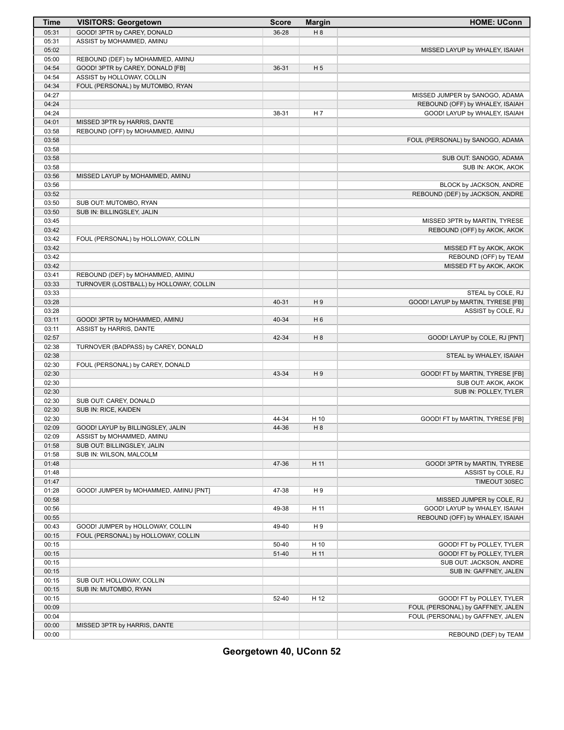| Time | VISITORS: Georgetown | Score | Margin | HOME: UConn |
| --- | --- | --- | --- | --- |
| 05:31 | GOOD! 3PTR by CAREY, DONALD | 36-28 | H 8 | |
| 05:31 | ASSIST by MOHAMMED, AMINU | | | |
| 05:02 | | | | MISSED LAYUP by WHALEY, ISAIAH |
| 05:00 | REBOUND (DEF) by MOHAMMED, AMINU | | | |
| 04:54 | GOOD! 3PTR by CAREY, DONALD [FB] | 36-31 | H 5 | |
| 04:54 | ASSIST by HOLLOWAY, COLLIN | | | |
| 04:34 | FOUL (PERSONAL) by MUTOMBO, RYAN | | | |
| 04:27 | | | | MISSED JUMPER by SANOGO, ADAMA |
| 04:24 | | | | REBOUND (OFF) by WHALEY, ISAIAH |
| 04:24 | | 38-31 | H 7 | GOOD! LAYUP by WHALEY, ISAIAH |
| 04:01 | MISSED 3PTR by HARRIS, DANTE | | | |
| 03:58 | REBOUND (OFF) by MOHAMMED, AMINU | | | |
| 03:58 | | | | FOUL (PERSONAL) by SANOGO, ADAMA |
| 03:58 | | | | |
| 03:58 | | | | SUB OUT: SANOGO, ADAMA |
| 03:58 | | | | SUB IN: AKOK, AKOK |
| 03:56 | MISSED LAYUP by MOHAMMED, AMINU | | | |
| 03:56 | | | | BLOCK by JACKSON, ANDRE |
| 03:52 | | | | REBOUND (DEF) by JACKSON, ANDRE |
| 03:50 | SUB OUT: MUTOMBO, RYAN | | | |
| 03:50 | SUB IN: BILLINGSLEY, JALIN | | | |
| 03:45 | | | | MISSED 3PTR by MARTIN, TYRESE |
| 03:42 | | | | REBOUND (OFF) by AKOK, AKOK |
| 03:42 | FOUL (PERSONAL) by HOLLOWAY, COLLIN | | | |
| 03:42 | | | | MISSED FT by AKOK, AKOK |
| 03:42 | | | | REBOUND (OFF) by TEAM |
| 03:42 | | | | MISSED FT by AKOK, AKOK |
| 03:41 | REBOUND (DEF) by MOHAMMED, AMINU | | | |
| 03:33 | TURNOVER (LOSTBALL) by HOLLOWAY, COLLIN | | | |
| 03:33 | | | | STEAL by COLE, RJ |
| 03:28 | | 40-31 | H 9 | GOOD! LAYUP by MARTIN, TYRESE [FB] |
| 03:28 | | | | ASSIST by COLE, RJ |
| 03:11 | GOOD! 3PTR by MOHAMMED, AMINU | 40-34 | H 6 | |
| 03:11 | ASSIST by HARRIS, DANTE | | | |
| 02:57 | | 42-34 | H 8 | GOOD! LAYUP by COLE, RJ [PNT] |
| 02:38 | TURNOVER (BADPASS) by CAREY, DONALD | | | |
| 02:38 | | | | STEAL by WHALEY, ISAIAH |
| 02:30 | FOUL (PERSONAL) by CAREY, DONALD | | | |
| 02:30 | | 43-34 | H 9 | GOOD! FT by MARTIN, TYRESE [FB] |
| 02:30 | | | | SUB OUT: AKOK, AKOK |
| 02:30 | | | | SUB IN: POLLEY, TYLER |
| 02:30 | SUB OUT: CAREY, DONALD | | | |
| 02:30 | SUB IN: RICE, KAIDEN | | | |
| 02:30 | | 44-34 | H 10 | GOOD! FT by MARTIN, TYRESE [FB] |
| 02:09 | GOOD! LAYUP by BILLINGSLEY, JALIN | 44-36 | H 8 | |
| 02:09 | ASSIST by MOHAMMED, AMINU | | | |
| 01:58 | SUB OUT: BILLINGSLEY, JALIN | | | |
| 01:58 | SUB IN: WILSON, MALCOLM | | | |
| 01:48 | | 47-36 | H 11 | GOOD! 3PTR by MARTIN, TYRESE |
| 01:48 | | | | ASSIST by COLE, RJ |
| 01:47 | | | | TIMEOUT 30SEC |
| 01:28 | GOOD! JUMPER by MOHAMMED, AMINU [PNT] | 47-38 | H 9 | |
| 00:58 | | | | MISSED JUMPER by COLE, RJ |
| 00:56 | | 49-38 | H 11 | GOOD! LAYUP by WHALEY, ISAIAH |
| 00:55 | | | | REBOUND (OFF) by WHALEY, ISAIAH |
| 00:43 | GOOD! JUMPER by HOLLOWAY, COLLIN | 49-40 | H 9 | |
| 00:15 | FOUL (PERSONAL) by HOLLOWAY, COLLIN | | | |
| 00:15 | | 50-40 | H 10 | GOOD! FT by POLLEY, TYLER |
| 00:15 | | 51-40 | H 11 | GOOD! FT by POLLEY, TYLER |
| 00:15 | | | | SUB OUT: JACKSON, ANDRE |
| 00:15 | | | | SUB IN: GAFFNEY, JALEN |
| 00:15 | SUB OUT: HOLLOWAY, COLLIN | | | |
| 00:15 | SUB IN: MUTOMBO, RYAN | | | |
| 00:15 | | 52-40 | H 12 | GOOD! FT by POLLEY, TYLER |
| 00:09 | | | | FOUL (PERSONAL) by GAFFNEY, JALEN |
| 00:04 | | | | FOUL (PERSONAL) by GAFFNEY, JALEN |
| 00:00 | MISSED 3PTR by HARRIS, DANTE | | | |
| 00:00 | | | | REBOUND (DEF) by TEAM |

**Georgetown 40, UConn 52**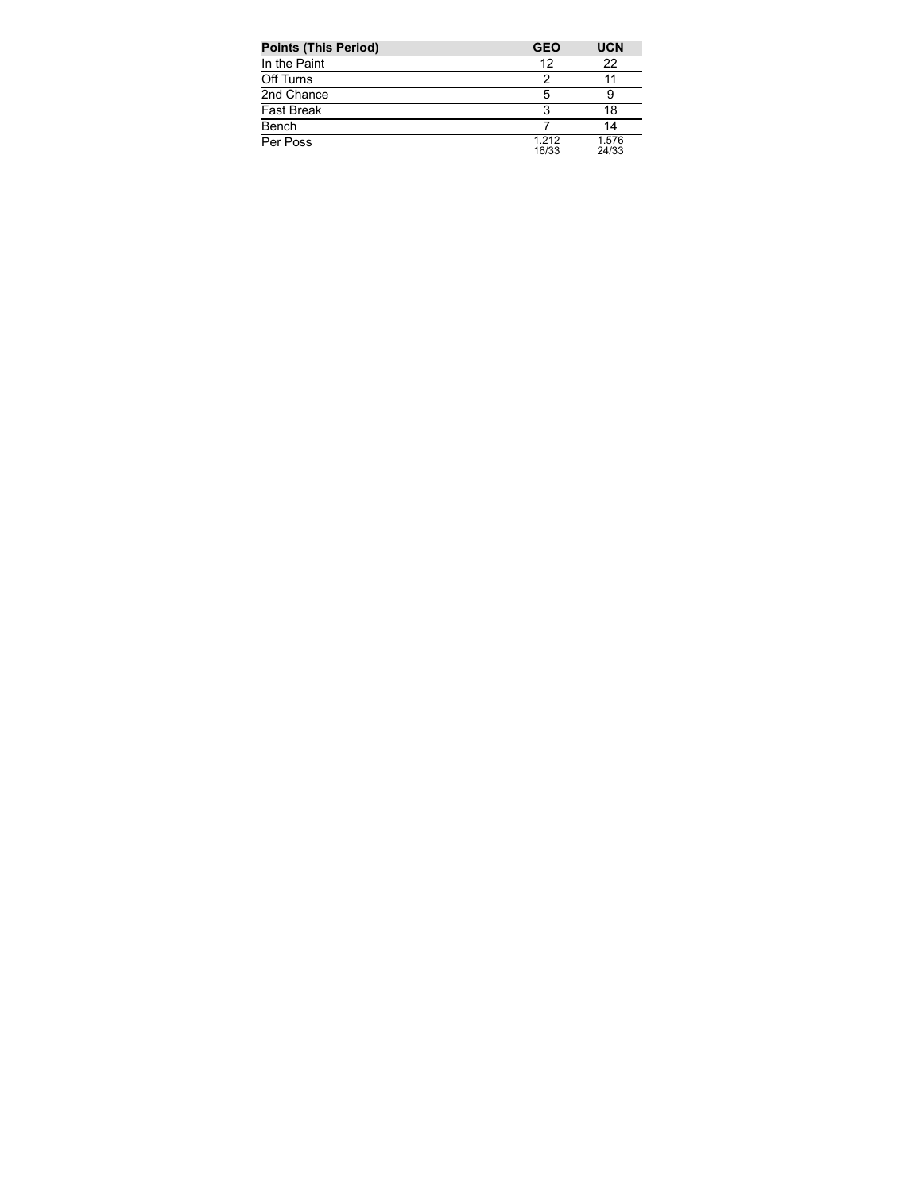| Points (This Period) | GEO | UCN |
| --- | --- | --- |
| In the Paint | 12 | 22 |
| Off Turns | 2 | 11 |
| 2nd Chance | 5 | 9 |
| Fast Break | 3 | 18 |
| Bench | 7 | 14 |
| Per Poss | 1.212 16/33 | 1.576 24/33 |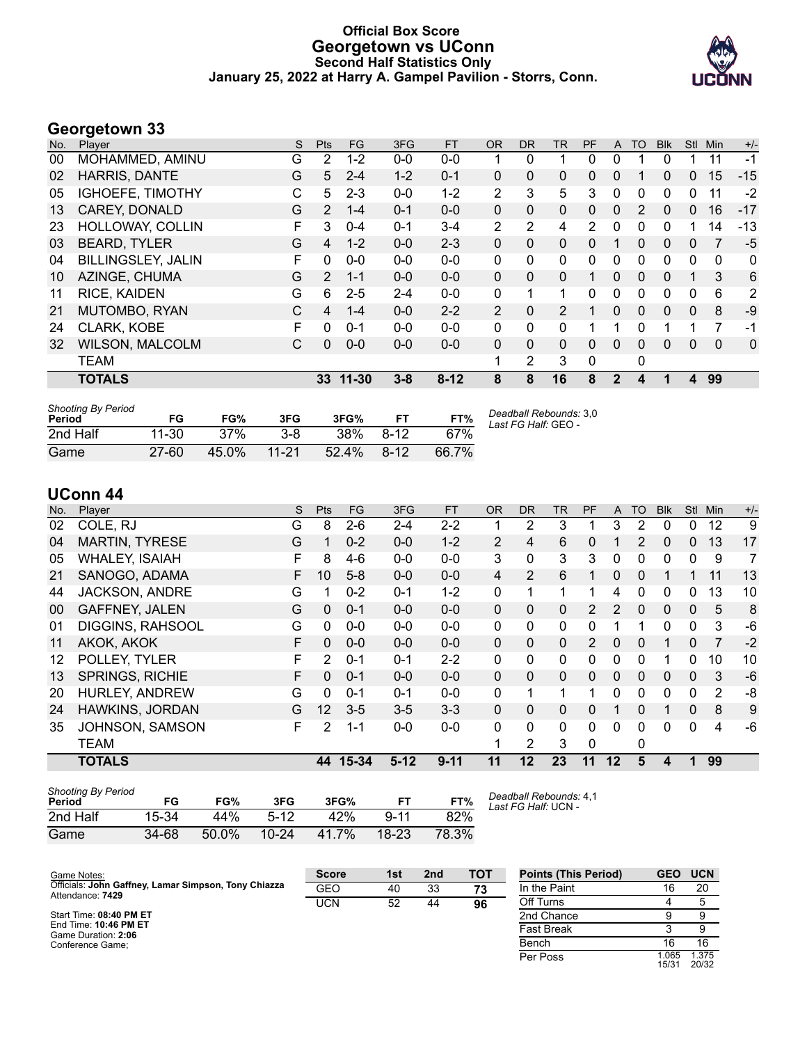# Official Box Score
## Georgetown vs UConn
### Second Half Statistics Only
### January 25, 2022 at Harry A. Gampel Pavilion - Storrs, Conn.

## Georgetown 33

| No. | Player | S | Pts | FG | 3FG | FT | OR | DR | TR | PF | A | TO | Blk | Stl | Min | +/- |
|---|---|---|---|---|---|---|---|---|---|---|---|---|---|---|---|---|
| 00 | MOHAMMED, AMINU | G | 2 | 1-2 | 0-0 | 0-0 | 1 | 0 | 1 | 0 | 0 | 1 | 0 | 1 | 11 | -1 |
| 02 | HARRIS, DANTE | G | 5 | 2-4 | 1-2 | 0-1 | 0 | 0 | 0 | 0 | 0 | 1 | 0 | 0 | 15 | -15 |
| 05 | IGHOEFE, TIMOTHY | C | 5 | 2-3 | 0-0 | 1-2 | 2 | 3 | 5 | 3 | 0 | 0 | 0 | 0 | 11 | -2 |
| 13 | CAREY, DONALD | G | 2 | 1-4 | 0-1 | 0-0 | 0 | 0 | 0 | 0 | 0 | 2 | 0 | 0 | 16 | -17 |
| 23 | HOLLOWAY, COLLIN | F | 3 | 0-4 | 0-1 | 3-4 | 2 | 2 | 4 | 2 | 0 | 0 | 0 | 1 | 14 | -13 |
| 03 | BEARD, TYLER | G | 4 | 1-2 | 0-0 | 2-3 | 0 | 0 | 0 | 0 | 1 | 0 | 0 | 0 | 7 | -5 |
| 04 | BILLINGSLEY, JALIN | F | 0 | 0-0 | 0-0 | 0-0 | 0 | 0 | 0 | 0 | 0 | 0 | 0 | 0 | 0 | 0 |
| 10 | AZINGE, CHUMA | G | 2 | 1-1 | 0-0 | 0-0 | 0 | 0 | 0 | 1 | 0 | 0 | 0 | 1 | 3 | 6 |
| 11 | RICE, KAIDEN | G | 6 | 2-5 | 2-4 | 0-0 | 0 | 1 | 1 | 0 | 0 | 0 | 0 | 0 | 6 | 2 |
| 21 | MUTOMBO, RYAN | C | 4 | 1-4 | 0-0 | 2-2 | 2 | 0 | 2 | 1 | 0 | 0 | 0 | 0 | 8 | -9 |
| 24 | CLARK, KOBE | F | 0 | 0-1 | 0-0 | 0-0 | 0 | 0 | 0 | 1 | 1 | 0 | 1 | 1 | 7 | -1 |
| 32 | WILSON, MALCOLM | C | 0 | 0-0 | 0-0 | 0-0 | 0 | 0 | 0 | 0 | 0 | 0 | 0 | 0 | 0 | 0 |
| | TEAM | | | | | | 1 | 2 | 3 | 0 | | 0 | | | | |
| | **TOTALS** | | **33** | **11-30** | **3-8** | **8-12** | **8** | **8** | **16** | **8** | **2** | **4** | **1** | **4** | **99** | |

| Shooting By Period Period | FG | FG% | 3FG | 3FG% | FT | FT% |
|---|---|---|---|---|---|---|
| 2nd Half | 11-30 | 37% | 3-8 | 38% | 8-12 | 67% |
| Game | 27-60 | 45.0% | 11-21 | 52.4% | 8-12 | 66.7% |

*Deadball Rebounds:* 3,0
*Last FG Half:* GEO -

## UConn 44

| No. | Player | S | Pts | FG | 3FG | FT | OR | DR | TR | PF | A | TO | Blk | Stl | Min | +/- |
|---|---|---|---|---|---|---|---|---|---|---|---|---|---|---|---|---|
| 02 | COLE, RJ | G | 8 | 2-6 | 2-4 | 2-2 | 1 | 2 | 3 | 1 | 3 | 2 | 0 | 0 | 12 | 9 |
| 04 | MARTIN, TYRESE | G | 1 | 0-2 | 0-0 | 1-2 | 2 | 4 | 6 | 0 | 1 | 2 | 0 | 0 | 13 | 17 |
| 05 | WHALEY, ISAIAH | F | 8 | 4-6 | 0-0 | 0-0 | 3 | 0 | 3 | 3 | 0 | 0 | 0 | 0 | 9 | 7 |
| 21 | SANOGO, ADAMA | F | 10 | 5-8 | 0-0 | 0-0 | 4 | 2 | 6 | 1 | 0 | 0 | 1 | 1 | 11 | 13 |
| 44 | JACKSON, ANDRE | G | 1 | 0-2 | 0-1 | 1-2 | 0 | 1 | 1 | 1 | 4 | 0 | 0 | 0 | 13 | 10 |
| 00 | GAFFNEY, JALEN | G | 0 | 0-1 | 0-0 | 0-0 | 0 | 0 | 0 | 2 | 2 | 0 | 0 | 0 | 5 | 8 |
| 01 | DIGGINS, RAHSOOL | G | 0 | 0-0 | 0-0 | 0-0 | 0 | 0 | 0 | 0 | 1 | 1 | 0 | 0 | 3 | -6 |
| 11 | AKOK, AKOK | F | 0 | 0-0 | 0-0 | 0-0 | 0 | 0 | 0 | 2 | 0 | 0 | 1 | 0 | 7 | -2 |
| 12 | POLLEY, TYLER | F | 2 | 0-1 | 0-1 | 2-2 | 0 | 0 | 0 | 0 | 0 | 0 | 1 | 0 | 10 | 10 |
| 13 | SPRINGS, RICHIE | F | 0 | 0-1 | 0-0 | 0-0 | 0 | 0 | 0 | 0 | 0 | 0 | 0 | 0 | 3 | -6 |
| 20 | HURLEY, ANDREW | G | 0 | 0-1 | 0-1 | 0-0 | 0 | 1 | 1 | 1 | 0 | 0 | 0 | 0 | 2 | -8 |
| 24 | HAWKINS, JORDAN | G | 12 | 3-5 | 3-5 | 3-3 | 0 | 0 | 0 | 0 | 1 | 0 | 1 | 0 | 8 | 9 |
| 35 | JOHNSON, SAMSON | F | 2 | 1-1 | 0-0 | 0-0 | 0 | 0 | 0 | 0 | 0 | 0 | 0 | 0 | 4 | -6 |
| | TEAM | | | | | | 1 | 2 | 3 | 0 | | 0 | | | | |
| | **TOTALS** | | **44** | **15-34** | **5-12** | **9-11** | **11** | **12** | **23** | **11** | **12** | **5** | **4** | **1** | **99** | |

| Shooting By Period Period | FG | FG% | 3FG | 3FG% | FT | FT% |
|---|---|---|---|---|---|---|
| 2nd Half | 15-34 | 44% | 5-12 | 42% | 9-11 | 82% |
| Game | 34-68 | 50.0% | 10-24 | 41.7% | 18-23 | 78.3% |

*Deadball Rebounds:* 4,1
*Last FG Half:* UCN -

Game Notes:
Officials: **John Gaffney, Lamar Simpson, Tony Chiazza**
Attendance: **7429**

Start Time: **08:40 PM ET**
End Time: **10:46 PM ET**
Game Duration: **2:06**
Conference Game;

| Score | 1st | 2nd | TOT |
|---|---|---|---|
| GEO | 40 | 33 | **73** |
| UCN | 52 | 44 | **96** |

| Points (This Period) | GEO | UCN |
|---|---|---|
| In the Paint | 16 | 20 |
| Off Turns | 4 | 5 |
| 2nd Chance | 9 | 9 |
| Fast Break | 3 | 9 |
| Bench | 16 | 16 |
| Per Poss | 1.065 15/31 | 1.375 20/32 |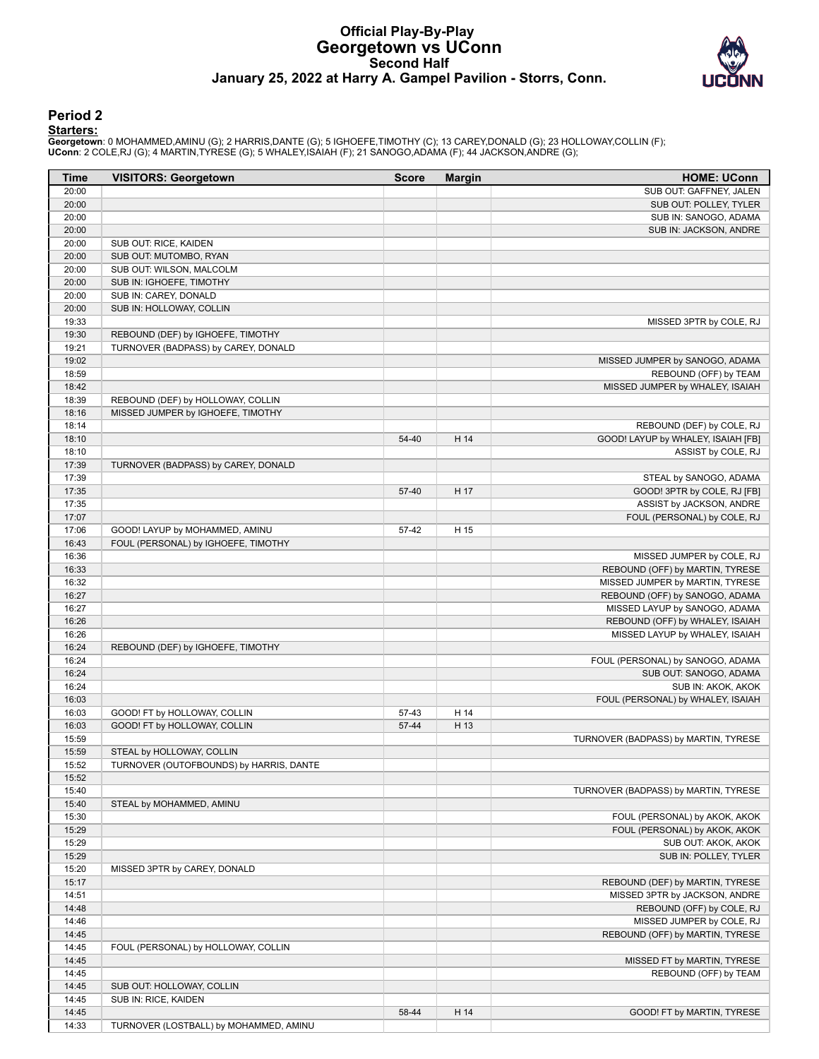# Official Play-By-Play
## Georgetown vs UConn
### Second Half
### January 25, 2022 at Harry A. Gampel Pavilion - Storrs, Conn.

## Period 2

**Starters:**

**Georgetown**: 0 MOHAMMED,AMINU (G); 2 HARRIS,DANTE (G); 5 IGHOEFE,TIMOTHY (C); 13 CAREY,DONALD (G); 23 HOLLOWAY,COLLIN (F);
**UConn**: 2 COLE,RJ (G); 4 MARTIN,TYRESE (G); 5 WHALEY,ISAIAH (F); 21 SANOGO,ADAMA (F); 44 JACKSON,ANDRE (G);

| Time | VISITORS: Georgetown | Score | Margin | HOME: UConn |
|---|---|---|---|---|
| 20:00 | | | | SUB OUT: GAFFNEY, JALEN |
| 20:00 | | | | SUB OUT: POLLEY, TYLER |
| 20:00 | | | | SUB IN: SANOGO, ADAMA |
| 20:00 | | | | SUB IN: JACKSON, ANDRE |
| 20:00 | SUB OUT: RICE, KAIDEN | | | |
| 20:00 | SUB OUT: MUTOMBO, RYAN | | | |
| 20:00 | SUB OUT: WILSON, MALCOLM | | | |
| 20:00 | SUB IN: IGHOEFE, TIMOTHY | | | |
| 20:00 | SUB IN: CAREY, DONALD | | | |
| 20:00 | SUB IN: HOLLOWAY, COLLIN | | | |
| 19:33 | | | | MISSED 3PTR by COLE, RJ |
| 19:30 | REBOUND (DEF) by IGHOEFE, TIMOTHY | | | |
| 19:21 | TURNOVER (BADPASS) by CAREY, DONALD | | | |
| 19:02 | | | | MISSED JUMPER by SANOGO, ADAMA |
| 18:59 | | | | REBOUND (OFF) by TEAM |
| 18:42 | | | | MISSED JUMPER by WHALEY, ISAIAH |
| 18:39 | REBOUND (DEF) by HOLLOWAY, COLLIN | | | |
| 18:16 | MISSED JUMPER by IGHOEFE, TIMOTHY | | | |
| 18:14 | | | | REBOUND (DEF) by COLE, RJ |
| 18:10 | | 54-40 | H 14 | GOOD! LAYUP by WHALEY, ISAIAH [FB] |
| 18:10 | | | | ASSIST by COLE, RJ |
| 17:39 | TURNOVER (BADPASS) by CAREY, DONALD | | | |
| 17:39 | | | | STEAL by SANOGO, ADAMA |
| 17:35 | | 57-40 | H 17 | GOOD! 3PTR by COLE, RJ [FB] |
| 17:35 | | | | ASSIST by JACKSON, ANDRE |
| 17:07 | | | | FOUL (PERSONAL) by COLE, RJ |
| 17:06 | GOOD! LAYUP by MOHAMMED, AMINU | 57-42 | H 15 | |
| 16:43 | FOUL (PERSONAL) by IGHOEFE, TIMOTHY | | | |
| 16:36 | | | | MISSED JUMPER by COLE, RJ |
| 16:33 | | | | REBOUND (OFF) by MARTIN, TYRESE |
| 16:32 | | | | MISSED JUMPER by MARTIN, TYRESE |
| 16:27 | | | | REBOUND (OFF) by SANOGO, ADAMA |
| 16:27 | | | | MISSED LAYUP by SANOGO, ADAMA |
| 16:26 | | | | REBOUND (OFF) by WHALEY, ISAIAH |
| 16:26 | | | | MISSED LAYUP by WHALEY, ISAIAH |
| 16:24 | REBOUND (DEF) by IGHOEFE, TIMOTHY | | | |
| 16:24 | | | | FOUL (PERSONAL) by SANOGO, ADAMA |
| 16:24 | | | | SUB OUT: SANOGO, ADAMA |
| 16:24 | | | | SUB IN: AKOK, AKOK |
| 16:03 | | | | FOUL (PERSONAL) by WHALEY, ISAIAH |
| 16:03 | GOOD! FT by HOLLOWAY, COLLIN | 57-43 | H 14 | |
| 16:03 | GOOD! FT by HOLLOWAY, COLLIN | 57-44 | H 13 | |
| 15:59 | | | | TURNOVER (BADPASS) by MARTIN, TYRESE |
| 15:59 | STEAL by HOLLOWAY, COLLIN | | | |
| 15:52 | TURNOVER (OUTOFBOUNDS) by HARRIS, DANTE | | | |
| 15:52 | | | | |
| 15:40 | | | | TURNOVER (BADPASS) by MARTIN, TYRESE |
| 15:40 | STEAL by MOHAMMED, AMINU | | | |
| 15:30 | | | | FOUL (PERSONAL) by AKOK, AKOK |
| 15:29 | | | | FOUL (PERSONAL) by AKOK, AKOK |
| 15:29 | | | | SUB OUT: AKOK, AKOK |
| 15:29 | | | | SUB IN: POLLEY, TYLER |
| 15:20 | MISSED 3PTR by CAREY, DONALD | | | |
| 15:17 | | | | REBOUND (DEF) by MARTIN, TYRESE |
| 14:51 | | | | MISSED 3PTR by JACKSON, ANDRE |
| 14:48 | | | | REBOUND (OFF) by COLE, RJ |
| 14:46 | | | | MISSED JUMPER by COLE, RJ |
| 14:45 | | | | REBOUND (OFF) by MARTIN, TYRESE |
| 14:45 | FOUL (PERSONAL) by HOLLOWAY, COLLIN | | | |
| 14:45 | | | | MISSED FT by MARTIN, TYRESE |
| 14:45 | | | | REBOUND (OFF) by TEAM |
| 14:45 | SUB OUT: HOLLOWAY, COLLIN | | | |
| 14:45 | SUB IN: RICE, KAIDEN | | | |
| 14:45 | | 58-44 | H 14 | GOOD! FT by MARTIN, TYRESE |
| 14:33 | TURNOVER (LOSTBALL) by MOHAMMED, AMINU | | | |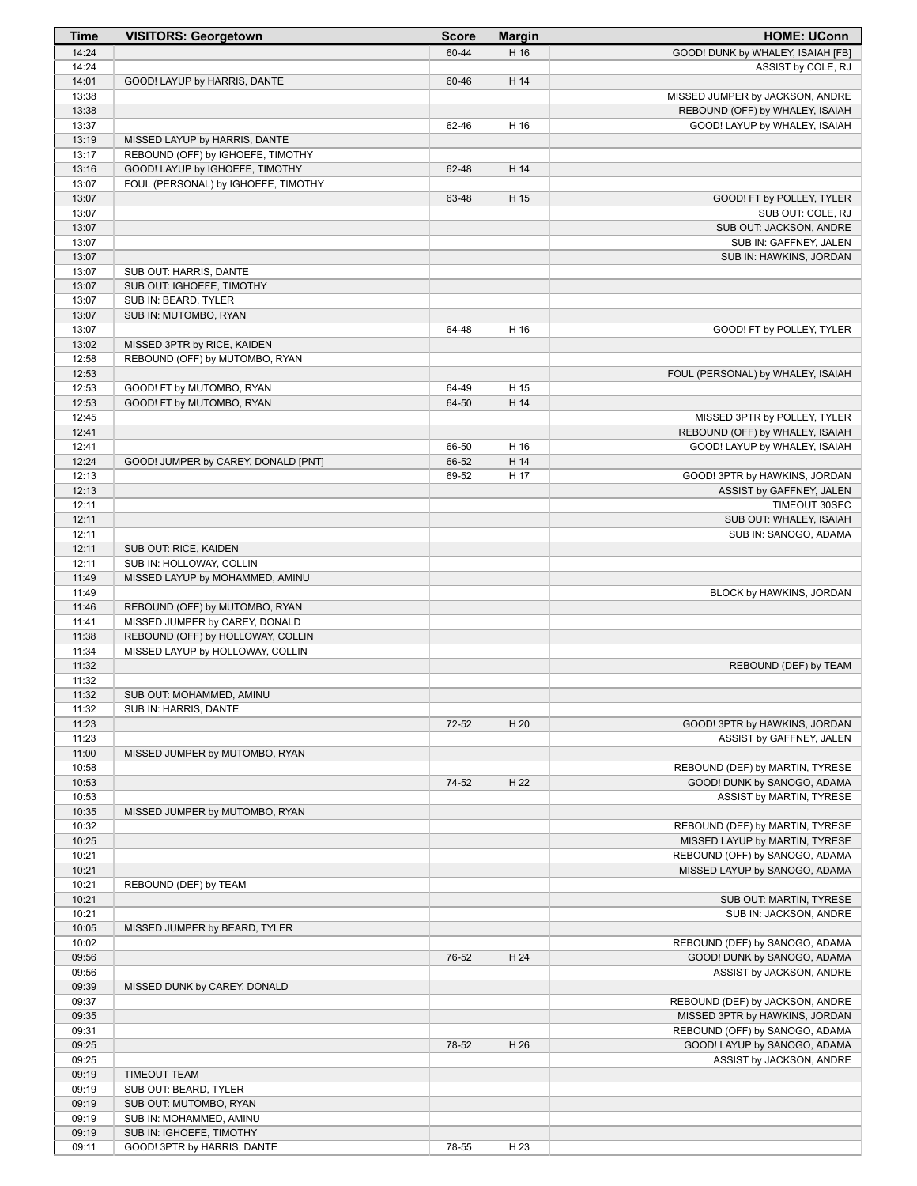| Time | VISITORS: Georgetown | Score | Margin | HOME: UConn |
|---|---|---|---|---|
| 14:24 | | 60-44 | H 16 | GOOD! DUNK by WHALEY, ISAIAH [FB] |
| 14:24 | | | | ASSIST by COLE, RJ |
| 14:01 | GOOD! LAYUP by HARRIS, DANTE | 60-46 | H 14 | |
| 13:38 | | | | MISSED JUMPER by JACKSON, ANDRE |
| 13:38 | | | | REBOUND (OFF) by WHALEY, ISAIAH |
| 13:37 | | 62-46 | H 16 | GOOD! LAYUP by WHALEY, ISAIAH |
| 13:19 | MISSED LAYUP by HARRIS, DANTE | | | |
| 13:17 | REBOUND (OFF) by IGHOEFE, TIMOTHY | | | |
| 13:16 | GOOD! LAYUP by IGHOEFE, TIMOTHY | 62-48 | H 14 | |
| 13:07 | FOUL (PERSONAL) by IGHOEFE, TIMOTHY | | | |
| 13:07 | | 63-48 | H 15 | GOOD! FT by POLLEY, TYLER |
| 13:07 | | | | SUB OUT: COLE, RJ |
| 13:07 | | | | SUB OUT: JACKSON, ANDRE |
| 13:07 | | | | SUB IN: GAFFNEY, JALEN |
| 13:07 | | | | SUB IN: HAWKINS, JORDAN |
| 13:07 | SUB OUT: HARRIS, DANTE | | | |
| 13:07 | SUB OUT: IGHOEFE, TIMOTHY | | | |
| 13:07 | SUB IN: BEARD, TYLER | | | |
| 13:07 | SUB IN: MUTOMBO, RYAN | | | |
| 13:07 | | 64-48 | H 16 | GOOD! FT by POLLEY, TYLER |
| 13:02 | MISSED 3PTR by RICE, KAIDEN | | | |
| 12:58 | REBOUND (OFF) by MUTOMBO, RYAN | | | |
| 12:53 | | | | FOUL (PERSONAL) by WHALEY, ISAIAH |
| 12:53 | GOOD! FT by MUTOMBO, RYAN | 64-49 | H 15 | |
| 12:53 | GOOD! FT by MUTOMBO, RYAN | 64-50 | H 14 | |
| 12:45 | | | | MISSED 3PTR by POLLEY, TYLER |
| 12:41 | | | | REBOUND (OFF) by WHALEY, ISAIAH |
| 12:41 | | 66-50 | H 16 | GOOD! LAYUP by WHALEY, ISAIAH |
| 12:24 | GOOD! JUMPER by CAREY, DONALD [PNT] | 66-52 | H 14 | |
| 12:13 | | 69-52 | H 17 | GOOD! 3PTR by HAWKINS, JORDAN |
| 12:13 | | | | ASSIST by GAFFNEY, JALEN |
| 12:11 | | | | TIMEOUT 30SEC |
| 12:11 | | | | SUB OUT: WHALEY, ISAIAH |
| 12:11 | | | | SUB IN: SANOGO, ADAMA |
| 12:11 | SUB OUT: RICE, KAIDEN | | | |
| 12:11 | SUB IN: HOLLOWAY, COLLIN | | | |
| 11:49 | MISSED LAYUP by MOHAMMED, AMINU | | | |
| 11:49 | | | | BLOCK by HAWKINS, JORDAN |
| 11:46 | REBOUND (OFF) by MUTOMBO, RYAN | | | |
| 11:41 | MISSED JUMPER by CAREY, DONALD | | | |
| 11:38 | REBOUND (OFF) by HOLLOWAY, COLLIN | | | |
| 11:34 | MISSED LAYUP by HOLLOWAY, COLLIN | | | |
| 11:32 | | | | REBOUND (DEF) by TEAM |
| 11:32 | | | | |
| 11:32 | SUB OUT: MOHAMMED, AMINU | | | |
| 11:32 | SUB IN: HARRIS, DANTE | | | |
| 11:23 | | 72-52 | H 20 | GOOD! 3PTR by HAWKINS, JORDAN |
| 11:23 | | | | ASSIST by GAFFNEY, JALEN |
| 11:00 | MISSED JUMPER by MUTOMBO, RYAN | | | |
| 10:58 | | | | REBOUND (DEF) by MARTIN, TYRESE |
| 10:53 | | 74-52 | H 22 | GOOD! DUNK by SANOGO, ADAMA |
| 10:53 | | | | ASSIST by MARTIN, TYRESE |
| 10:35 | MISSED JUMPER by MUTOMBO, RYAN | | | |
| 10:32 | | | | REBOUND (DEF) by MARTIN, TYRESE |
| 10:25 | | | | MISSED LAYUP by MARTIN, TYRESE |
| 10:21 | | | | REBOUND (OFF) by SANOGO, ADAMA |
| 10:21 | | | | MISSED LAYUP by SANOGO, ADAMA |
| 10:21 | REBOUND (DEF) by TEAM | | | |
| 10:21 | | | | SUB OUT: MARTIN, TYRESE |
| 10:21 | | | | SUB IN: JACKSON, ANDRE |
| 10:05 | MISSED JUMPER by BEARD, TYLER | | | |
| 10:02 | | | | REBOUND (DEF) by SANOGO, ADAMA |
| 09:56 | | 76-52 | H 24 | GOOD! DUNK by SANOGO, ADAMA |
| 09:56 | | | | ASSIST by JACKSON, ANDRE |
| 09:39 | MISSED DUNK by CAREY, DONALD | | | |
| 09:37 | | | | REBOUND (DEF) by JACKSON, ANDRE |
| 09:35 | | | | MISSED 3PTR by HAWKINS, JORDAN |
| 09:31 | | | | REBOUND (OFF) by SANOGO, ADAMA |
| 09:25 | | 78-52 | H 26 | GOOD! LAYUP by SANOGO, ADAMA |
| 09:25 | | | | ASSIST by JACKSON, ANDRE |
| 09:19 | TIMEOUT TEAM | | | |
| 09:19 | SUB OUT: BEARD, TYLER | | | |
| 09:19 | SUB OUT: MUTOMBO, RYAN | | | |
| 09:19 | SUB IN: MOHAMMED, AMINU | | | |
| 09:19 | SUB IN: IGHOEFE, TIMOTHY | | | |
| 09:11 | GOOD! 3PTR by HARRIS, DANTE | 78-55 | H 23 | |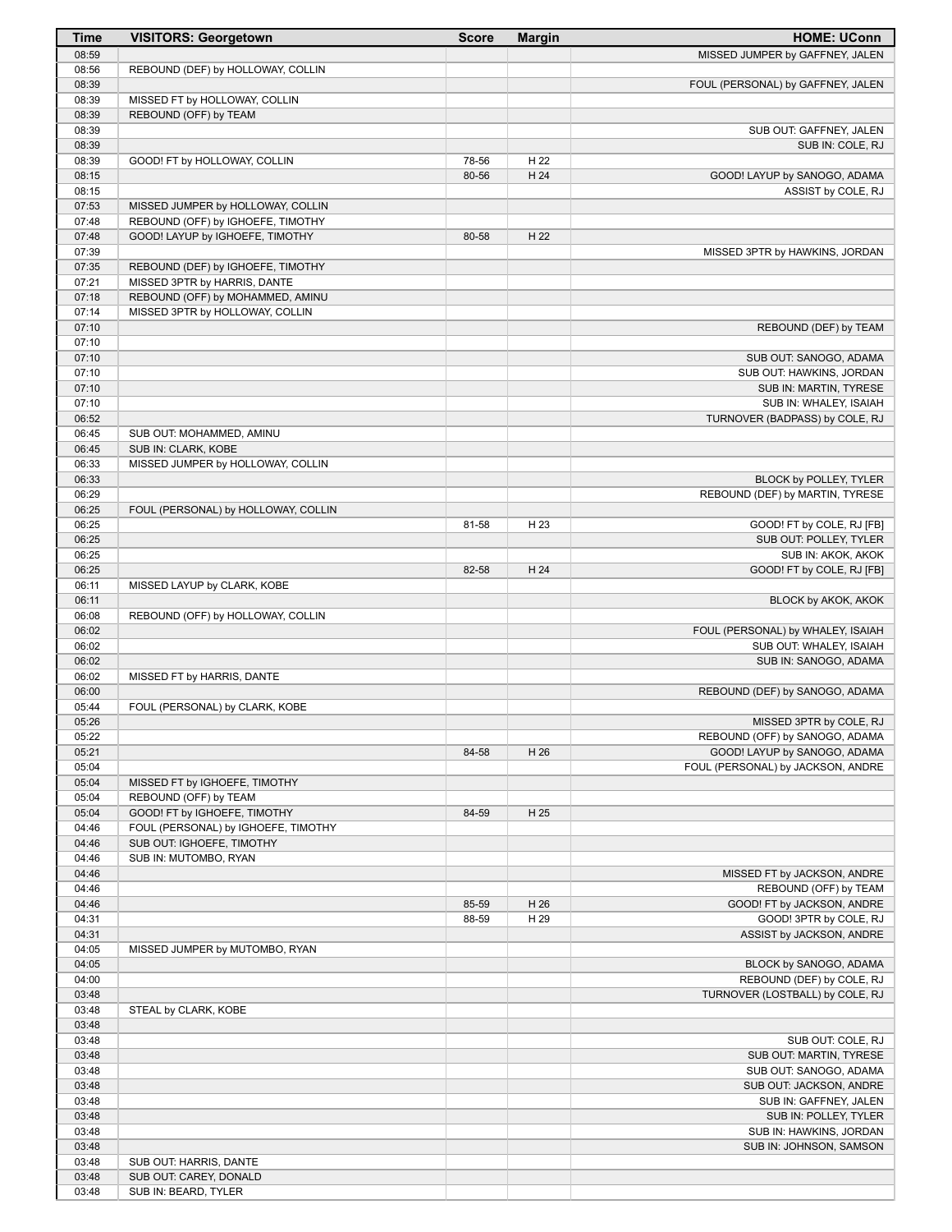| Time | VISITORS: Georgetown | Score | Margin | HOME: UConn |
|---|---|---|---|---|
| 08:59 | | | | MISSED JUMPER by GAFFNEY, JALEN |
| 08:56 | REBOUND (DEF) by HOLLOWAY, COLLIN | | | |
| 08:39 | | | | FOUL (PERSONAL) by GAFFNEY, JALEN |
| 08:39 | MISSED FT by HOLLOWAY, COLLIN | | | |
| 08:39 | REBOUND (OFF) by TEAM | | | |
| 08:39 | | | | SUB OUT: GAFFNEY, JALEN |
| 08:39 | | | | SUB IN: COLE, RJ |
| 08:39 | GOOD! FT by HOLLOWAY, COLLIN | 78-56 | H 22 | |
| 08:15 | | 80-56 | H 24 | GOOD! LAYUP by SANOGO, ADAMA |
| 08:15 | | | | ASSIST by COLE, RJ |
| 07:53 | MISSED JUMPER by HOLLOWAY, COLLIN | | | |
| 07:48 | REBOUND (OFF) by IGHOEFE, TIMOTHY | | | |
| 07:48 | GOOD! LAYUP by IGHOEFE, TIMOTHY | 80-58 | H 22 | |
| 07:39 | | | | MISSED 3PTR by HAWKINS, JORDAN |
| 07:35 | REBOUND (DEF) by IGHOEFE, TIMOTHY | | | |
| 07:21 | MISSED 3PTR by HARRIS, DANTE | | | |
| 07:18 | REBOUND (OFF) by MOHAMMED, AMINU | | | |
| 07:14 | MISSED 3PTR by HOLLOWAY, COLLIN | | | |
| 07:10 | | | | REBOUND (DEF) by TEAM |
| 07:10 | | | | |
| 07:10 | | | | SUB OUT: SANOGO, ADAMA |
| 07:10 | | | | SUB OUT: HAWKINS, JORDAN |
| 07:10 | | | | SUB IN: MARTIN, TYRESE |
| 07:10 | | | | SUB IN: WHALEY, ISAIAH |
| 06:52 | | | | TURNOVER (BADPASS) by COLE, RJ |
| 06:45 | SUB OUT: MOHAMMED, AMINU | | | |
| 06:45 | SUB IN: CLARK, KOBE | | | |
| 06:33 | MISSED JUMPER by HOLLOWAY, COLLIN | | | |
| 06:33 | | | | BLOCK by POLLEY, TYLER |
| 06:29 | | | | REBOUND (DEF) by MARTIN, TYRESE |
| 06:25 | FOUL (PERSONAL) by HOLLOWAY, COLLIN | | | |
| 06:25 | | 81-58 | H 23 | GOOD! FT by COLE, RJ [FB] |
| 06:25 | | | | SUB OUT: POLLEY, TYLER |
| 06:25 | | | | SUB IN: AKOK, AKOK |
| 06:25 | | 82-58 | H 24 | GOOD! FT by COLE, RJ [FB] |
| 06:11 | MISSED LAYUP by CLARK, KOBE | | | |
| 06:11 | | | | BLOCK by AKOK, AKOK |
| 06:08 | REBOUND (OFF) by HOLLOWAY, COLLIN | | | |
| 06:02 | | | | FOUL (PERSONAL) by WHALEY, ISAIAH |
| 06:02 | | | | SUB OUT: WHALEY, ISAIAH |
| 06:02 | | | | SUB IN: SANOGO, ADAMA |
| 06:02 | MISSED FT by HARRIS, DANTE | | | |
| 06:00 | | | | REBOUND (DEF) by SANOGO, ADAMA |
| 05:44 | FOUL (PERSONAL) by CLARK, KOBE | | | |
| 05:26 | | | | MISSED 3PTR by COLE, RJ |
| 05:22 | | | | REBOUND (OFF) by SANOGO, ADAMA |
| 05:21 | | 84-58 | H 26 | GOOD! LAYUP by SANOGO, ADAMA |
| 05:04 | | | | FOUL (PERSONAL) by JACKSON, ANDRE |
| 05:04 | MISSED FT by IGHOEFE, TIMOTHY | | | |
| 05:04 | REBOUND (OFF) by TEAM | | | |
| 05:04 | GOOD! FT by IGHOEFE, TIMOTHY | 84-59 | H 25 | |
| 04:46 | FOUL (PERSONAL) by IGHOEFE, TIMOTHY | | | |
| 04:46 | SUB OUT: IGHOEFE, TIMOTHY | | | |
| 04:46 | SUB IN: MUTOMBO, RYAN | | | |
| 04:46 | | | | MISSED FT by JACKSON, ANDRE |
| 04:46 | | | | REBOUND (OFF) by TEAM |
| 04:46 | | 85-59 | H 26 | GOOD! FT by JACKSON, ANDRE |
| 04:31 | | 88-59 | H 29 | GOOD! 3PTR by COLE, RJ |
| 04:31 | | | | ASSIST by JACKSON, ANDRE |
| 04:05 | MISSED JUMPER by MUTOMBO, RYAN | | | |
| 04:05 | | | | BLOCK by SANOGO, ADAMA |
| 04:00 | | | | REBOUND (DEF) by COLE, RJ |
| 03:48 | | | | TURNOVER (LOSTBALL) by COLE, RJ |
| 03:48 | STEAL by CLARK, KOBE | | | |
| 03:48 | | | | |
| 03:48 | | | | SUB OUT: COLE, RJ |
| 03:48 | | | | SUB OUT: MARTIN, TYRESE |
| 03:48 | | | | SUB OUT: SANOGO, ADAMA |
| 03:48 | | | | SUB OUT: JACKSON, ANDRE |
| 03:48 | | | | SUB IN: GAFFNEY, JALEN |
| 03:48 | | | | SUB IN: POLLEY, TYLER |
| 03:48 | | | | SUB IN: HAWKINS, JORDAN |
| 03:48 | | | | SUB IN: JOHNSON, SAMSON |
| 03:48 | SUB OUT: HARRIS, DANTE | | | |
| 03:48 | SUB OUT: CAREY, DONALD | | | |
| 03:48 | SUB IN: BEARD, TYLER | | | |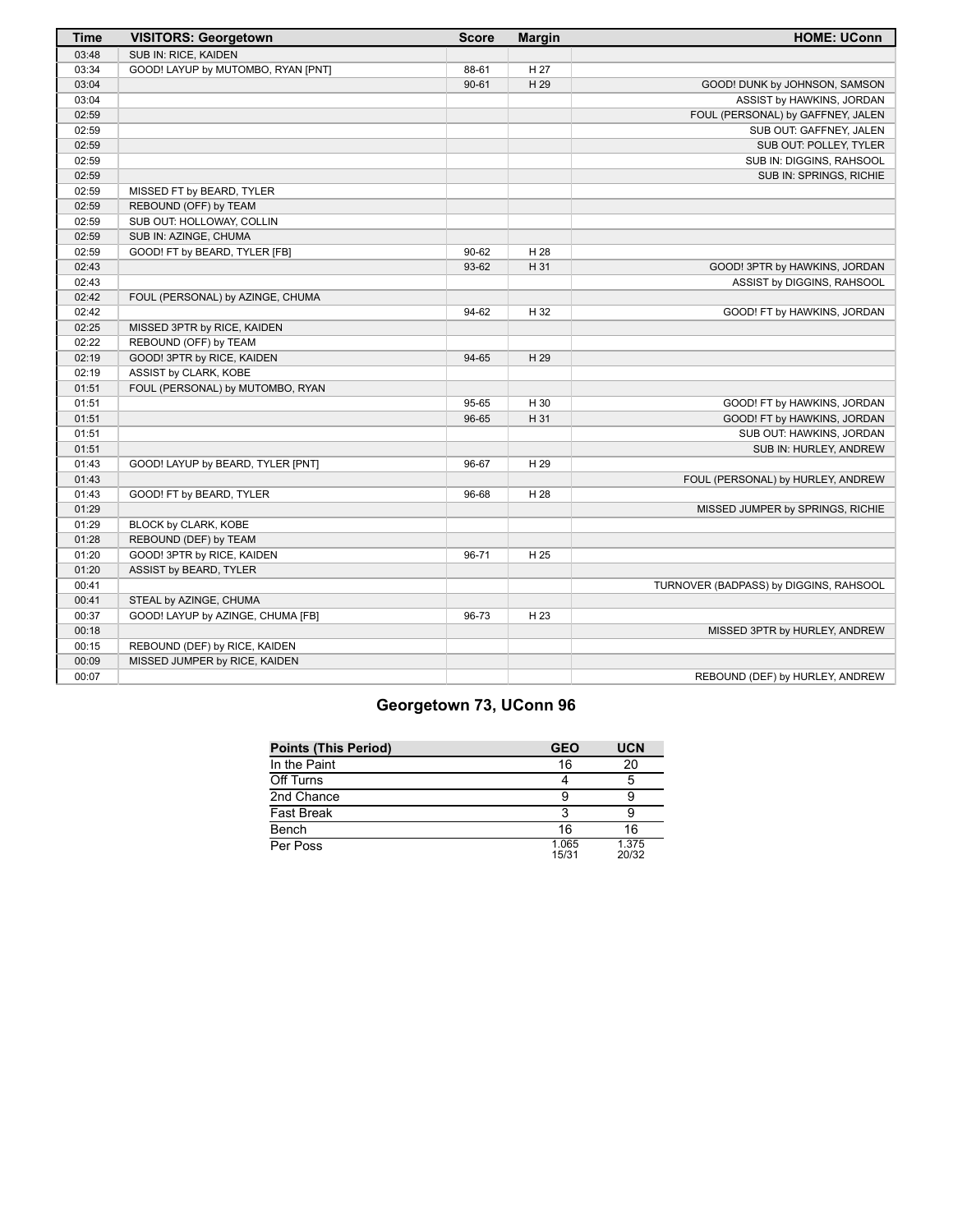| Time | VISITORS: Georgetown | Score | Margin | HOME: UConn |
|---|---|---|---|---|
| 03:48 | SUB IN: RICE, KAIDEN | | | |
| 03:34 | GOOD! LAYUP by MUTOMBO, RYAN [PNT] | 88-61 | H 27 | |
| 03:04 | | 90-61 | H 29 | GOOD! DUNK by JOHNSON, SAMSON |
| 03:04 | | | | ASSIST by HAWKINS, JORDAN |
| 02:59 | | | | FOUL (PERSONAL) by GAFFNEY, JALEN |
| 02:59 | | | | SUB OUT: GAFFNEY, JALEN |
| 02:59 | | | | SUB OUT: POLLEY, TYLER |
| 02:59 | | | | SUB IN: DIGGINS, RAHSOOL |
| 02:59 | | | | SUB IN: SPRINGS, RICHIE |
| 02:59 | MISSED FT by BEARD, TYLER | | | |
| 02:59 | REBOUND (OFF) by TEAM | | | |
| 02:59 | SUB OUT: HOLLOWAY, COLLIN | | | |
| 02:59 | SUB IN: AZINGE, CHUMA | | | |
| 02:59 | GOOD! FT by BEARD, TYLER [FB] | 90-62 | H 28 | |
| 02:43 | | 93-62 | H 31 | GOOD! 3PTR by HAWKINS, JORDAN |
| 02:43 | | | | ASSIST by DIGGINS, RAHSOOL |
| 02:42 | FOUL (PERSONAL) by AZINGE, CHUMA | | | |
| 02:42 | | 94-62 | H 32 | GOOD! FT by HAWKINS, JORDAN |
| 02:25 | MISSED 3PTR by RICE, KAIDEN | | | |
| 02:22 | REBOUND (OFF) by TEAM | | | |
| 02:19 | GOOD! 3PTR by RICE, KAIDEN | 94-65 | H 29 | |
| 02:19 | ASSIST by CLARK, KOBE | | | |
| 01:51 | FOUL (PERSONAL) by MUTOMBO, RYAN | | | |
| 01:51 | | 95-65 | H 30 | GOOD! FT by HAWKINS, JORDAN |
| 01:51 | | 96-65 | H 31 | GOOD! FT by HAWKINS, JORDAN |
| 01:51 | | | | SUB OUT: HAWKINS, JORDAN |
| 01:51 | | | | SUB IN: HURLEY, ANDREW |
| 01:43 | GOOD! LAYUP by BEARD, TYLER [PNT] | 96-67 | H 29 | |
| 01:43 | | | | FOUL (PERSONAL) by HURLEY, ANDREW |
| 01:43 | GOOD! FT by BEARD, TYLER | 96-68 | H 28 | |
| 01:29 | | | | MISSED JUMPER by SPRINGS, RICHIE |
| 01:29 | BLOCK by CLARK, KOBE | | | |
| 01:28 | REBOUND (DEF) by TEAM | | | |
| 01:20 | GOOD! 3PTR by RICE, KAIDEN | 96-71 | H 25 | |
| 01:20 | ASSIST by BEARD, TYLER | | | |
| 00:41 | | | | TURNOVER (BADPASS) by DIGGINS, RAHSOOL |
| 00:41 | STEAL by AZINGE, CHUMA | | | |
| 00:37 | GOOD! LAYUP by AZINGE, CHUMA [FB] | 96-73 | H 23 | |
| 00:18 | | | | MISSED 3PTR by HURLEY, ANDREW |
| 00:15 | REBOUND (DEF) by RICE, KAIDEN | | | |
| 00:09 | MISSED JUMPER by RICE, KAIDEN | | | |
| 00:07 | | | | REBOUND (DEF) by HURLEY, ANDREW |

## Georgetown 73, UConn 96

| Points (This Period) | GEO | UCN |
|---|---|---|
| In the Paint | 16 | 20 |
| Off Turns | 4 | 5 |
| 2nd Chance | 9 | 9 |
| Fast Break | 3 | 9 |
| Bench | 16 | 16 |
| Per Poss | 1.065 15/31 | 1.375 20/32 |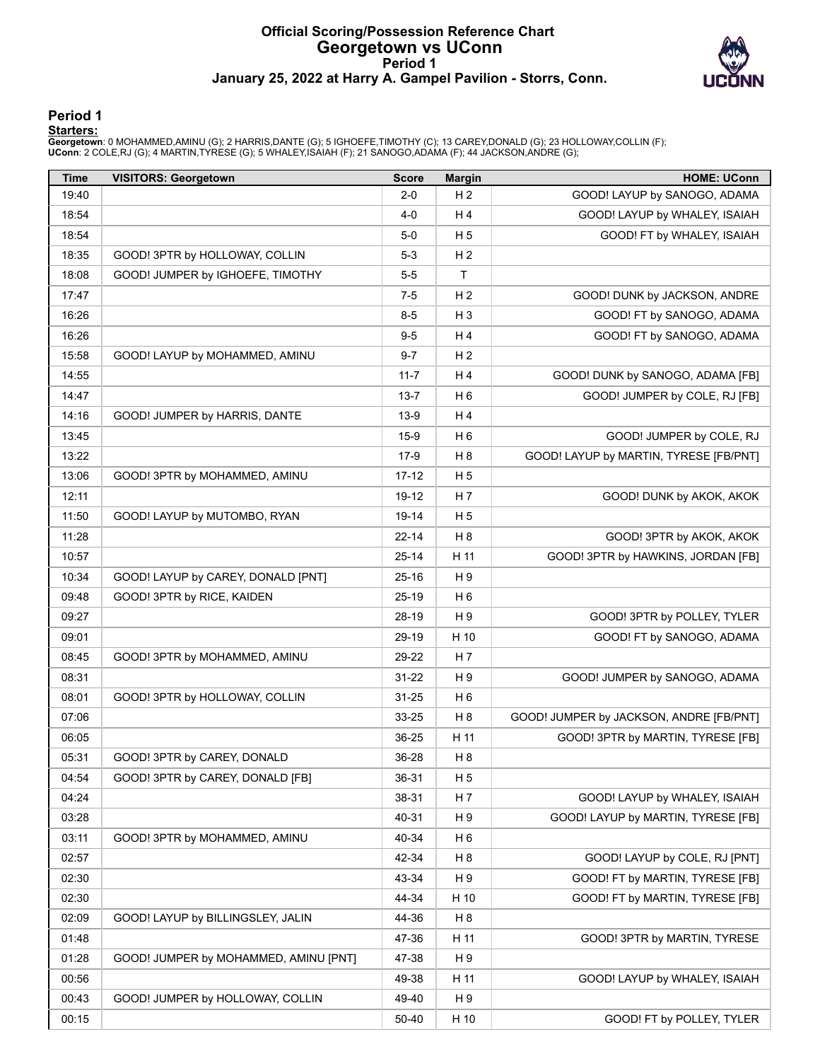# Official Scoring/Possession Reference Chart
## Georgetown vs UConn
### Period 1
### January 25, 2022 at Harry A. Gampel Pavilion - Storrs, Conn.

## Period 1

**Starters:**

**Georgetown**: 0 MOHAMMED,AMINU (G); 2 HARRIS,DANTE (G); 5 IGHOEFE,TIMOTHY (C); 13 CAREY,DONALD (G); 23 HOLLOWAY,COLLIN (F);
**UConn**: 2 COLE,RJ (G); 4 MARTIN,TYRESE (G); 5 WHALEY,ISAIAH (F); 21 SANOGO,ADAMA (F); 44 JACKSON,ANDRE (G);

| Time | VISITORS: Georgetown | Score | Margin | HOME: UConn |
|---|---|---|---|---|
| 19:40 | | 2-0 | H 2 | GOOD! LAYUP by SANOGO, ADAMA |
| 18:54 | | 4-0 | H 4 | GOOD! LAYUP by WHALEY, ISAIAH |
| 18:54 | | 5-0 | H 5 | GOOD! FT by WHALEY, ISAIAH |
| 18:35 | GOOD! 3PTR by HOLLOWAY, COLLIN | 5-3 | H 2 | |
| 18:08 | GOOD! JUMPER by IGHOEFE, TIMOTHY | 5-5 | T | |
| 17:47 | | 7-5 | H 2 | GOOD! DUNK by JACKSON, ANDRE |
| 16:26 | | 8-5 | H 3 | GOOD! FT by SANOGO, ADAMA |
| 16:26 | | 9-5 | H 4 | GOOD! FT by SANOGO, ADAMA |
| 15:58 | GOOD! LAYUP by MOHAMMED, AMINU | 9-7 | H 2 | |
| 14:55 | | 11-7 | H 4 | GOOD! DUNK by SANOGO, ADAMA [FB] |
| 14:47 | | 13-7 | H 6 | GOOD! JUMPER by COLE, RJ [FB] |
| 14:16 | GOOD! JUMPER by HARRIS, DANTE | 13-9 | H 4 | |
| 13:45 | | 15-9 | H 6 | GOOD! JUMPER by COLE, RJ |
| 13:22 | | 17-9 | H 8 | GOOD! LAYUP by MARTIN, TYRESE [FB/PNT] |
| 13:06 | GOOD! 3PTR by MOHAMMED, AMINU | 17-12 | H 5 | |
| 12:11 | | 19-12 | H 7 | GOOD! DUNK by AKOK, AKOK |
| 11:50 | GOOD! LAYUP by MUTOMBO, RYAN | 19-14 | H 5 | |
| 11:28 | | 22-14 | H 8 | GOOD! 3PTR by AKOK, AKOK |
| 10:57 | | 25-14 | H 11 | GOOD! 3PTR by HAWKINS, JORDAN [FB] |
| 10:34 | GOOD! LAYUP by CAREY, DONALD [PNT] | 25-16 | H 9 | |
| 09:48 | GOOD! 3PTR by RICE, KAIDEN | 25-19 | H 6 | |
| 09:27 | | 28-19 | H 9 | GOOD! 3PTR by POLLEY, TYLER |
| 09:01 | | 29-19 | H 10 | GOOD! FT by SANOGO, ADAMA |
| 08:45 | GOOD! 3PTR by MOHAMMED, AMINU | 29-22 | H 7 | |
| 08:31 | | 31-22 | H 9 | GOOD! JUMPER by SANOGO, ADAMA |
| 08:01 | GOOD! 3PTR by HOLLOWAY, COLLIN | 31-25 | H 6 | |
| 07:06 | | 33-25 | H 8 | GOOD! JUMPER by JACKSON, ANDRE [FB/PNT] |
| 06:05 | | 36-25 | H 11 | GOOD! 3PTR by MARTIN, TYRESE [FB] |
| 05:31 | GOOD! 3PTR by CAREY, DONALD | 36-28 | H 8 | |
| 04:54 | GOOD! 3PTR by CAREY, DONALD [FB] | 36-31 | H 5 | |
| 04:24 | | 38-31 | H 7 | GOOD! LAYUP by WHALEY, ISAIAH |
| 03:28 | | 40-31 | H 9 | GOOD! LAYUP by MARTIN, TYRESE [FB] |
| 03:11 | GOOD! 3PTR by MOHAMMED, AMINU | 40-34 | H 6 | |
| 02:57 | | 42-34 | H 8 | GOOD! LAYUP by COLE, RJ [PNT] |
| 02:30 | | 43-34 | H 9 | GOOD! FT by MARTIN, TYRESE [FB] |
| 02:30 | | 44-34 | H 10 | GOOD! FT by MARTIN, TYRESE [FB] |
| 02:09 | GOOD! LAYUP by BILLINGSLEY, JALIN | 44-36 | H 8 | |
| 01:48 | | 47-36 | H 11 | GOOD! 3PTR by MARTIN, TYRESE |
| 01:28 | GOOD! JUMPER by MOHAMMED, AMINU [PNT] | 47-38 | H 9 | |
| 00:56 | | 49-38 | H 11 | GOOD! LAYUP by WHALEY, ISAIAH |
| 00:43 | GOOD! JUMPER by HOLLOWAY, COLLIN | 49-40 | H 9 | |
| 00:15 | | 50-40 | H 10 | GOOD! FT by POLLEY, TYLER |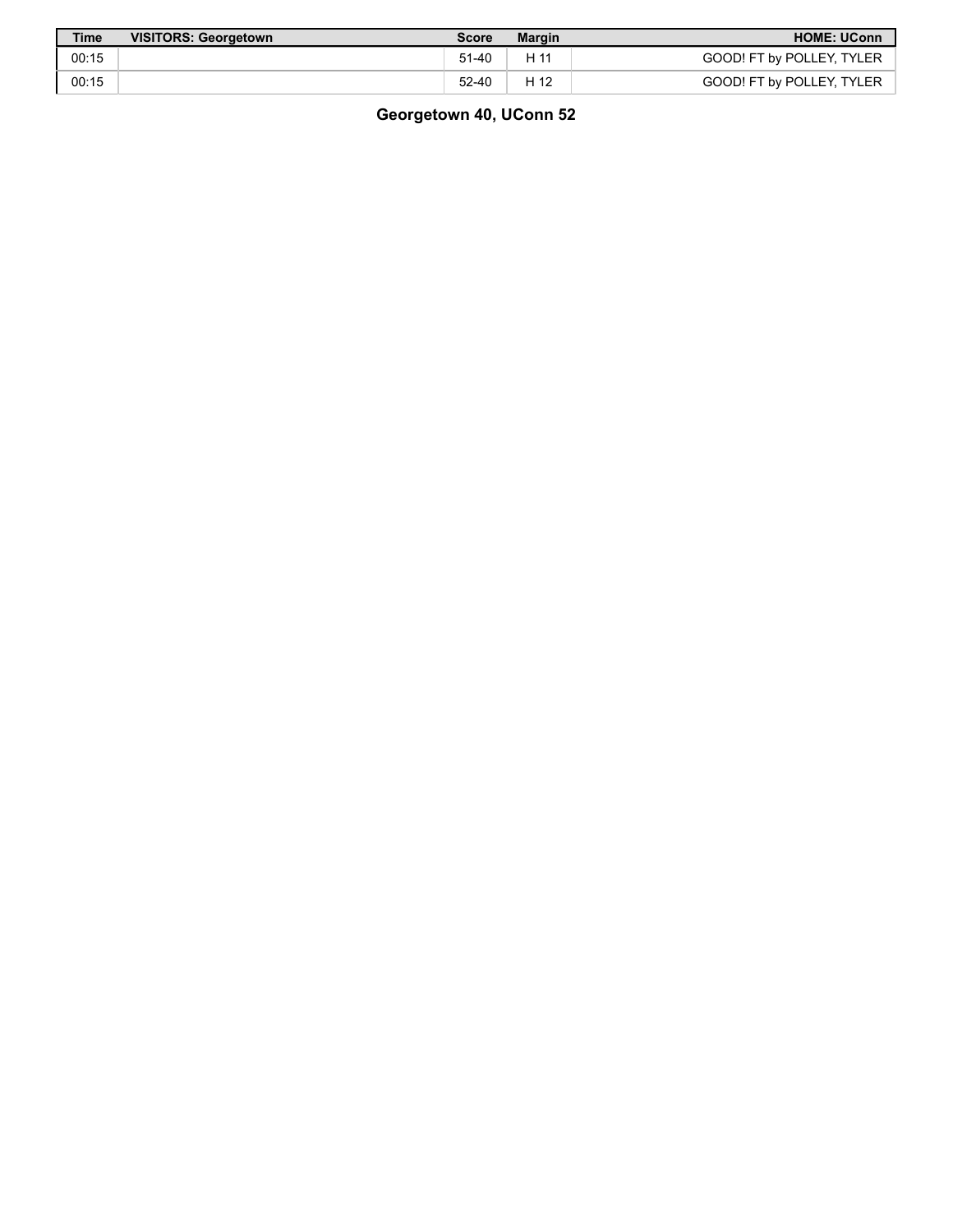| Time | VISITORS: Georgetown | Score | Margin | HOME: UConn |
|---|---|---|---|---|
| 00:15 | | 51-40 | H 11 | GOOD! FT by POLLEY, TYLER |
| 00:15 | | 52-40 | H 12 | GOOD! FT by POLLEY, TYLER |

**Georgetown 40, UConn 52**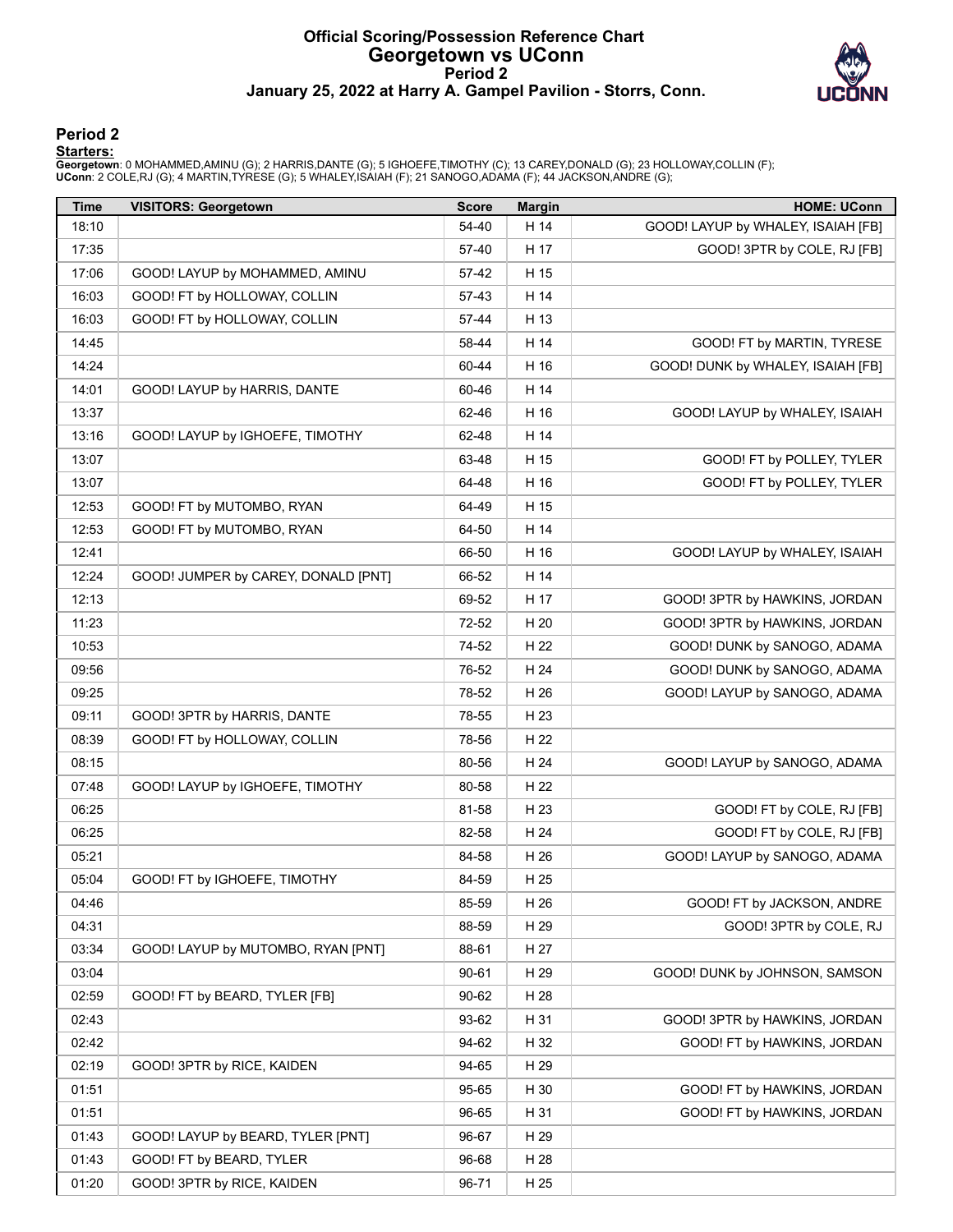# Official Scoring/Possession Reference Chart
## Georgetown vs UConn
### Period 2
### January 25, 2022 at Harry A. Gampel Pavilion - Storrs, Conn.

## Period 2

**Starters:**

**Georgetown**: 0 MOHAMMED,AMINU (G); 2 HARRIS,DANTE (G); 5 IGHOEFE,TIMOTHY (C); 13 CAREY,DONALD (G); 23 HOLLOWAY,COLLIN (F);
**UConn**: 2 COLE,RJ (G); 4 MARTIN,TYRESE (G); 5 WHALEY,ISAIAH (F); 21 SANOGO,ADAMA (F); 44 JACKSON,ANDRE (G);

| Time | VISITORS: Georgetown | Score | Margin | HOME: UConn |
|---|---|---|---|---|
| 18:10 | | 54-40 | H 14 | GOOD! LAYUP by WHALEY, ISAIAH [FB] |
| 17:35 | | 57-40 | H 17 | GOOD! 3PTR by COLE, RJ [FB] |
| 17:06 | GOOD! LAYUP by MOHAMMED, AMINU | 57-42 | H 15 | |
| 16:03 | GOOD! FT by HOLLOWAY, COLLIN | 57-43 | H 14 | |
| 16:03 | GOOD! FT by HOLLOWAY, COLLIN | 57-44 | H 13 | |
| 14:45 | | 58-44 | H 14 | GOOD! FT by MARTIN, TYRESE |
| 14:24 | | 60-44 | H 16 | GOOD! DUNK by WHALEY, ISAIAH [FB] |
| 14:01 | GOOD! LAYUP by HARRIS, DANTE | 60-46 | H 14 | |
| 13:37 | | 62-46 | H 16 | GOOD! LAYUP by WHALEY, ISAIAH |
| 13:16 | GOOD! LAYUP by IGHOEFE, TIMOTHY | 62-48 | H 14 | |
| 13:07 | | 63-48 | H 15 | GOOD! FT by POLLEY, TYLER |
| 13:07 | | 64-48 | H 16 | GOOD! FT by POLLEY, TYLER |
| 12:53 | GOOD! FT by MUTOMBO, RYAN | 64-49 | H 15 | |
| 12:53 | GOOD! FT by MUTOMBO, RYAN | 64-50 | H 14 | |
| 12:41 | | 66-50 | H 16 | GOOD! LAYUP by WHALEY, ISAIAH |
| 12:24 | GOOD! JUMPER by CAREY, DONALD [PNT] | 66-52 | H 14 | |
| 12:13 | | 69-52 | H 17 | GOOD! 3PTR by HAWKINS, JORDAN |
| 11:23 | | 72-52 | H 20 | GOOD! 3PTR by HAWKINS, JORDAN |
| 10:53 | | 74-52 | H 22 | GOOD! DUNK by SANOGO, ADAMA |
| 09:56 | | 76-52 | H 24 | GOOD! DUNK by SANOGO, ADAMA |
| 09:25 | | 78-52 | H 26 | GOOD! LAYUP by SANOGO, ADAMA |
| 09:11 | GOOD! 3PTR by HARRIS, DANTE | 78-55 | H 23 | |
| 08:39 | GOOD! FT by HOLLOWAY, COLLIN | 78-56 | H 22 | |
| 08:15 | | 80-56 | H 24 | GOOD! LAYUP by SANOGO, ADAMA |
| 07:48 | GOOD! LAYUP by IGHOEFE, TIMOTHY | 80-58 | H 22 | |
| 06:25 | | 81-58 | H 23 | GOOD! FT by COLE, RJ [FB] |
| 06:25 | | 82-58 | H 24 | GOOD! FT by COLE, RJ [FB] |
| 05:21 | | 84-58 | H 26 | GOOD! LAYUP by SANOGO, ADAMA |
| 05:04 | GOOD! FT by IGHOEFE, TIMOTHY | 84-59 | H 25 | |
| 04:46 | | 85-59 | H 26 | GOOD! FT by JACKSON, ANDRE |
| 04:31 | | 88-59 | H 29 | GOOD! 3PTR by COLE, RJ |
| 03:34 | GOOD! LAYUP by MUTOMBO, RYAN [PNT] | 88-61 | H 27 | |
| 03:04 | | 90-61 | H 29 | GOOD! DUNK by JOHNSON, SAMSON |
| 02:59 | GOOD! FT by BEARD, TYLER [FB] | 90-62 | H 28 | |
| 02:43 | | 93-62 | H 31 | GOOD! 3PTR by HAWKINS, JORDAN |
| 02:42 | | 94-62 | H 32 | GOOD! FT by HAWKINS, JORDAN |
| 02:19 | GOOD! 3PTR by RICE, KAIDEN | 94-65 | H 29 | |
| 01:51 | | 95-65 | H 30 | GOOD! FT by HAWKINS, JORDAN |
| 01:51 | | 96-65 | H 31 | GOOD! FT by HAWKINS, JORDAN |
| 01:43 | GOOD! LAYUP by BEARD, TYLER [PNT] | 96-67 | H 29 | |
| 01:43 | GOOD! FT by BEARD, TYLER | 96-68 | H 28 | |
| 01:20 | GOOD! 3PTR by RICE, KAIDEN | 96-71 | H 25 | |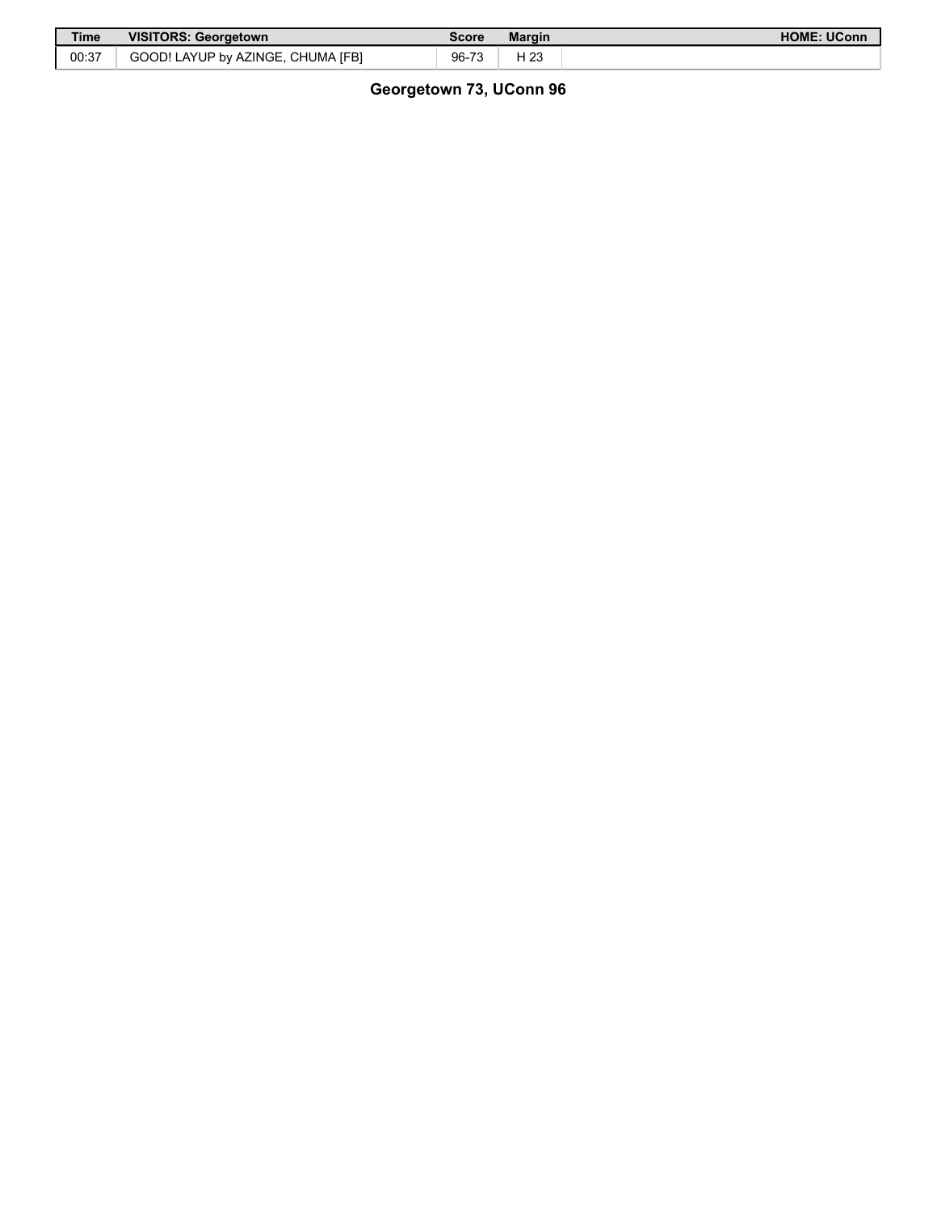| Time | VISITORS: Georgetown | Score | Margin | HOME: UConn |
|---|---|---|---|---|
| 00:37 | GOOD! LAYUP by AZINGE, CHUMA [FB] | 96-73 | H 23 | |

**Georgetown 73, UConn 96**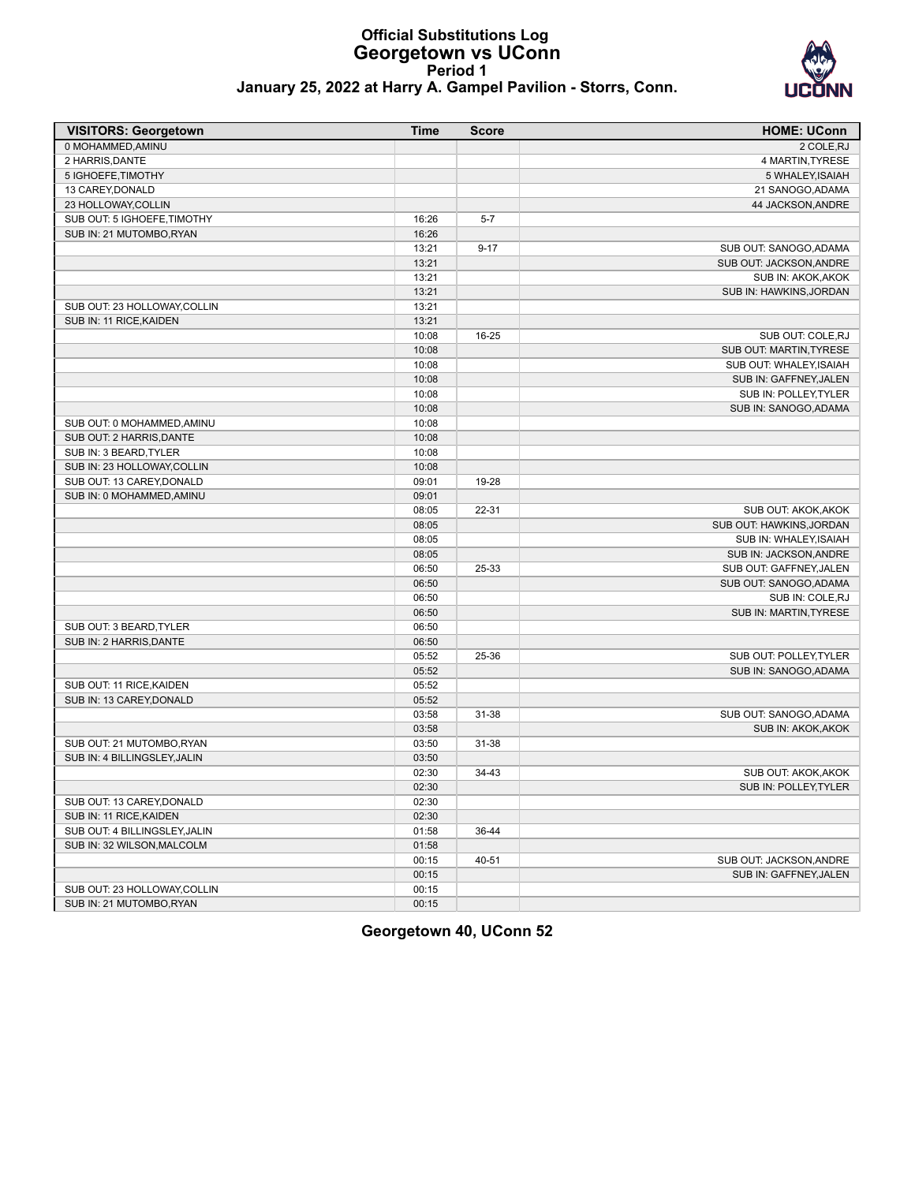# Official Substitutions Log
## Georgetown vs UConn
### Period 1
### January 25, 2022 at Harry A. Gampel Pavilion - Storrs, Conn.

| VISITORS: Georgetown | Time | Score | HOME: UConn |
|---|---|---|---|
| 0 MOHAMMED,AMINU | | | 2 COLE,RJ |
| 2 HARRIS,DANTE | | | 4 MARTIN,TYRESE |
| 5 IGHOEFE,TIMOTHY | | | 5 WHALEY,ISAIAH |
| 13 CAREY,DONALD | | | 21 SANOGO,ADAMA |
| 23 HOLLOWAY,COLLIN | | | 44 JACKSON,ANDRE |
| SUB OUT: 5 IGHOEFE,TIMOTHY | 16:26 | 5-7 | |
| SUB IN: 21 MUTOMBO,RYAN | 16:26 | | |
| | 13:21 | 9-17 | SUB OUT: SANOGO,ADAMA |
| | 13:21 | | SUB OUT: JACKSON,ANDRE |
| | 13:21 | | SUB IN: AKOK,AKOK |
| | 13:21 | | SUB IN: HAWKINS,JORDAN |
| SUB OUT: 23 HOLLOWAY,COLLIN | 13:21 | | |
| SUB IN: 11 RICE,KAIDEN | 13:21 | | |
| | 10:08 | 16-25 | SUB OUT: COLE,RJ |
| | 10:08 | | SUB OUT: MARTIN,TYRESE |
| | 10:08 | | SUB OUT: WHALEY,ISAIAH |
| | 10:08 | | SUB IN: GAFFNEY,JALEN |
| | 10:08 | | SUB IN: POLLEY,TYLER |
| | 10:08 | | SUB IN: SANOGO,ADAMA |
| SUB OUT: 0 MOHAMMED,AMINU | 10:08 | | |
| SUB OUT: 2 HARRIS,DANTE | 10:08 | | |
| SUB IN: 3 BEARD,TYLER | 10:08 | | |
| SUB IN: 23 HOLLOWAY,COLLIN | 10:08 | | |
| SUB OUT: 13 CAREY,DONALD | 09:01 | 19-28 | |
| SUB IN: 0 MOHAMMED,AMINU | 09:01 | | |
| | 08:05 | 22-31 | SUB OUT: AKOK,AKOK |
| | 08:05 | | SUB OUT: HAWKINS,JORDAN |
| | 08:05 | | SUB IN: WHALEY,ISAIAH |
| | 08:05 | | SUB IN: JACKSON,ANDRE |
| | 06:50 | 25-33 | SUB OUT: GAFFNEY,JALEN |
| | 06:50 | | SUB OUT: SANOGO,ADAMA |
| | 06:50 | | SUB IN: COLE,RJ |
| | 06:50 | | SUB IN: MARTIN,TYRESE |
| SUB OUT: 3 BEARD,TYLER | 06:50 | | |
| SUB IN: 2 HARRIS,DANTE | 06:50 | | |
| | 05:52 | 25-36 | SUB OUT: POLLEY,TYLER |
| | 05:52 | | SUB IN: SANOGO,ADAMA |
| SUB OUT: 11 RICE,KAIDEN | 05:52 | | |
| SUB IN: 13 CAREY,DONALD | 05:52 | | |
| | 03:58 | 31-38 | SUB OUT: SANOGO,ADAMA |
| | 03:58 | | SUB IN: AKOK,AKOK |
| SUB OUT: 21 MUTOMBO,RYAN | 03:50 | 31-38 | |
| SUB IN: 4 BILLINGSLEY,JALIN | 03:50 | | |
| | 02:30 | 34-43 | SUB OUT: AKOK,AKOK |
| | 02:30 | | SUB IN: POLLEY,TYLER |
| SUB OUT: 13 CAREY,DONALD | 02:30 | | |
| SUB IN: 11 RICE,KAIDEN | 02:30 | | |
| SUB OUT: 4 BILLINGSLEY,JALIN | 01:58 | 36-44 | |
| SUB IN: 32 WILSON,MALCOLM | 01:58 | | |
| | 00:15 | 40-51 | SUB OUT: JACKSON,ANDRE |
| | 00:15 | | SUB IN: GAFFNEY,JALEN |
| SUB OUT: 23 HOLLOWAY,COLLIN | 00:15 | | |
| SUB IN: 21 MUTOMBO,RYAN | 00:15 | | |

**Georgetown 40, UConn 52**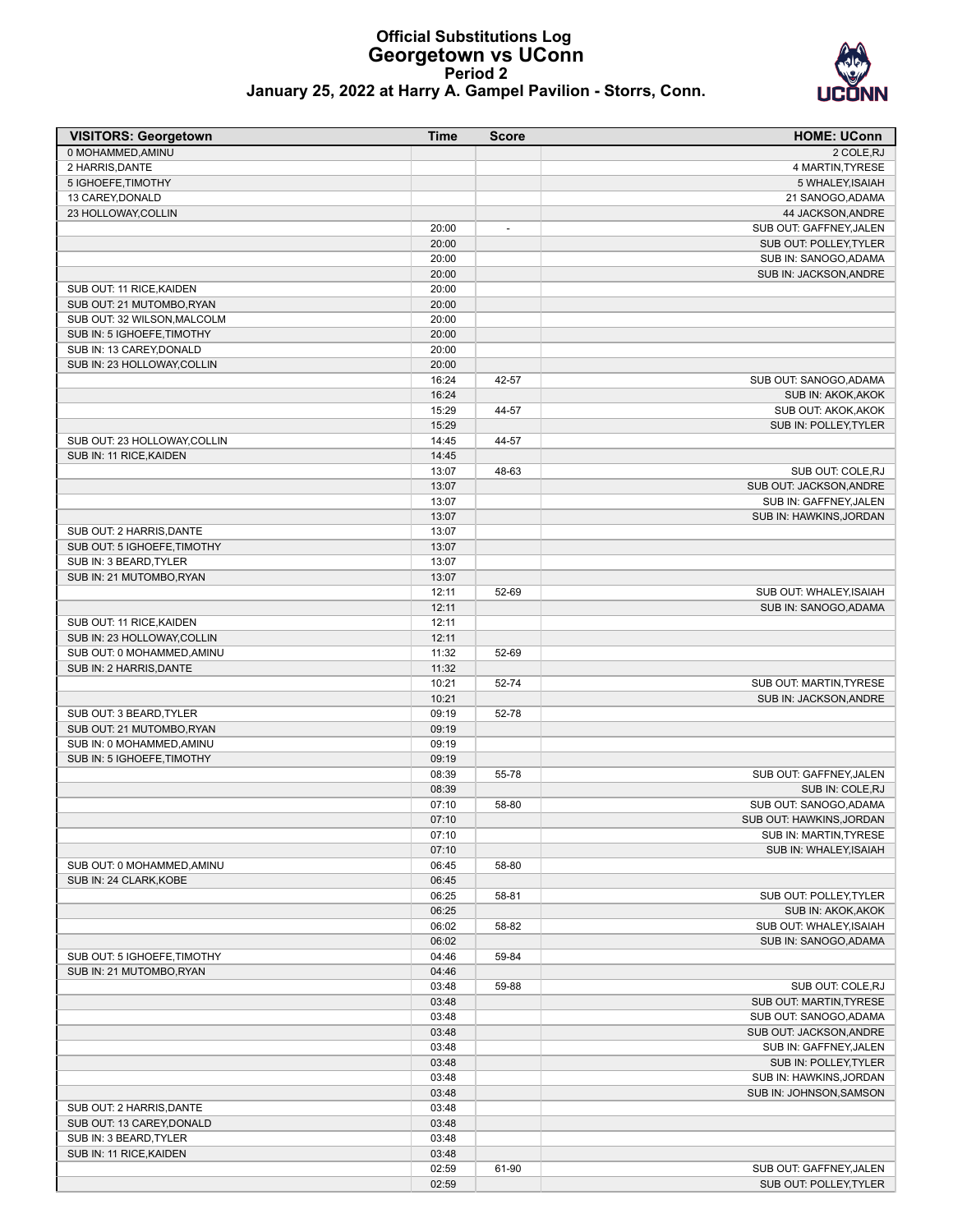# Official Substitutions Log
## Georgetown vs UConn
### Period 2
### January 25, 2022 at Harry A. Gampel Pavilion - Storrs, Conn.

| VISITORS: Georgetown | Time | Score | HOME: UConn |
|---|---|---|---|
| 0 MOHAMMED,AMINU | | | 2 COLE,RJ |
| 2 HARRIS,DANTE | | | 4 MARTIN,TYRESE |
| 5 IGHOEFE,TIMOTHY | | | 5 WHALEY,ISAIAH |
| 13 CAREY,DONALD | | | 21 SANOGO,ADAMA |
| 23 HOLLOWAY,COLLIN | | | 44 JACKSON,ANDRE |
| | 20:00 | - | SUB OUT: GAFFNEY,JALEN |
| | 20:00 | | SUB OUT: POLLEY,TYLER |
| | 20:00 | | SUB IN: SANOGO,ADAMA |
| | 20:00 | | SUB IN: JACKSON,ANDRE |
| SUB OUT: 11 RICE,KAIDEN | 20:00 | | |
| SUB OUT: 21 MUTOMBO,RYAN | 20:00 | | |
| SUB OUT: 32 WILSON,MALCOLM | 20:00 | | |
| SUB IN: 5 IGHOEFE,TIMOTHY | 20:00 | | |
| SUB IN: 13 CAREY,DONALD | 20:00 | | |
| SUB IN: 23 HOLLOWAY,COLLIN | 20:00 | | |
| | 16:24 | 42-57 | SUB OUT: SANOGO,ADAMA |
| | 16:24 | | SUB IN: AKOK,AKOK |
| | 15:29 | 44-57 | SUB OUT: AKOK,AKOK |
| | 15:29 | | SUB IN: POLLEY,TYLER |
| SUB OUT: 23 HOLLOWAY,COLLIN | 14:45 | 44-57 | |
| SUB IN: 11 RICE,KAIDEN | 14:45 | | |
| | 13:07 | 48-63 | SUB OUT: COLE,RJ |
| | 13:07 | | SUB OUT: JACKSON,ANDRE |
| | 13:07 | | SUB IN: GAFFNEY,JALEN |
| | 13:07 | | SUB IN: HAWKINS,JORDAN |
| SUB OUT: 2 HARRIS,DANTE | 13:07 | | |
| SUB OUT: 5 IGHOEFE,TIMOTHY | 13:07 | | |
| SUB IN: 3 BEARD,TYLER | 13:07 | | |
| SUB IN: 21 MUTOMBO,RYAN | 13:07 | | |
| | 12:11 | 52-69 | SUB OUT: WHALEY,ISAIAH |
| | 12:11 | | SUB IN: SANOGO,ADAMA |
| SUB OUT: 11 RICE,KAIDEN | 12:11 | | |
| SUB IN: 23 HOLLOWAY,COLLIN | 12:11 | | |
| SUB OUT: 0 MOHAMMED,AMINU | 11:32 | 52-69 | |
| SUB IN: 2 HARRIS,DANTE | 11:32 | | |
| | 10:21 | 52-74 | SUB OUT: MARTIN,TYRESE |
| | 10:21 | | SUB IN: JACKSON,ANDRE |
| SUB OUT: 3 BEARD,TYLER | 09:19 | 52-78 | |
| SUB OUT: 21 MUTOMBO,RYAN | 09:19 | | |
| SUB IN: 0 MOHAMMED,AMINU | 09:19 | | |
| SUB IN: 5 IGHOEFE,TIMOTHY | 09:19 | | |
| | 08:39 | 55-78 | SUB OUT: GAFFNEY,JALEN |
| | 08:39 | | SUB IN: COLE,RJ |
| | 07:10 | 58-80 | SUB OUT: SANOGO,ADAMA |
| | 07:10 | | SUB OUT: HAWKINS,JORDAN |
| | 07:10 | | SUB IN: MARTIN,TYRESE |
| | 07:10 | | SUB IN: WHALEY,ISAIAH |
| SUB OUT: 0 MOHAMMED,AMINU | 06:45 | 58-80 | |
| SUB IN: 24 CLARK,KOBE | 06:45 | | |
| | 06:25 | 58-81 | SUB OUT: POLLEY,TYLER |
| | 06:25 | | SUB IN: AKOK,AKOK |
| | 06:02 | 58-82 | SUB OUT: WHALEY,ISAIAH |
| | 06:02 | | SUB IN: SANOGO,ADAMA |
| SUB OUT: 5 IGHOEFE,TIMOTHY | 04:46 | 59-84 | |
| SUB IN: 21 MUTOMBO,RYAN | 04:46 | | |
| | 03:48 | 59-88 | SUB OUT: COLE,RJ |
| | 03:48 | | SUB OUT: MARTIN,TYRESE |
| | 03:48 | | SUB OUT: SANOGO,ADAMA |
| | 03:48 | | SUB OUT: JACKSON,ANDRE |
| | 03:48 | | SUB IN: GAFFNEY,JALEN |
| | 03:48 | | SUB IN: POLLEY,TYLER |
| | 03:48 | | SUB IN: HAWKINS,JORDAN |
| | 03:48 | | SUB IN: JOHNSON,SAMSON |
| SUB OUT: 2 HARRIS,DANTE | 03:48 | | |
| SUB OUT: 13 CAREY,DONALD | 03:48 | | |
| SUB IN: 3 BEARD,TYLER | 03:48 | | |
| SUB IN: 11 RICE,KAIDEN | 03:48 | | |
| | 02:59 | 61-90 | SUB OUT: GAFFNEY,JALEN |
| | 02:59 | | SUB OUT: POLLEY,TYLER |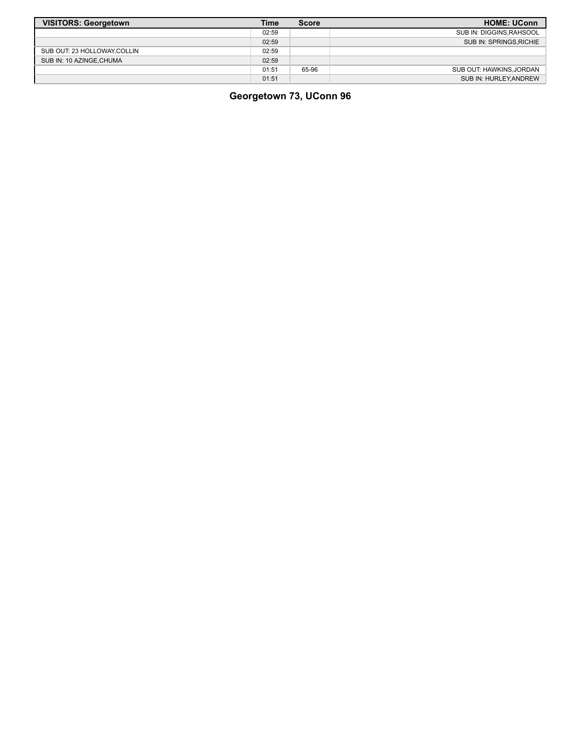| VISITORS: Georgetown | Time | Score | HOME: UConn |
|---|---|---|---|
| | 02:59 | | SUB IN: DIGGINS,RAHSOOL |
| | 02:59 | | SUB IN: SPRINGS,RICHIE |
| SUB OUT: 23 HOLLOWAY,COLLIN | 02:59 | | |
| SUB IN: 10 AZINGE,CHUMA | 02:59 | | |
| | 01:51 | 65-96 | SUB OUT: HAWKINS,JORDAN |
| | 01:51 | | SUB IN: HURLEY,ANDREW |

**Georgetown 73, UConn 96**